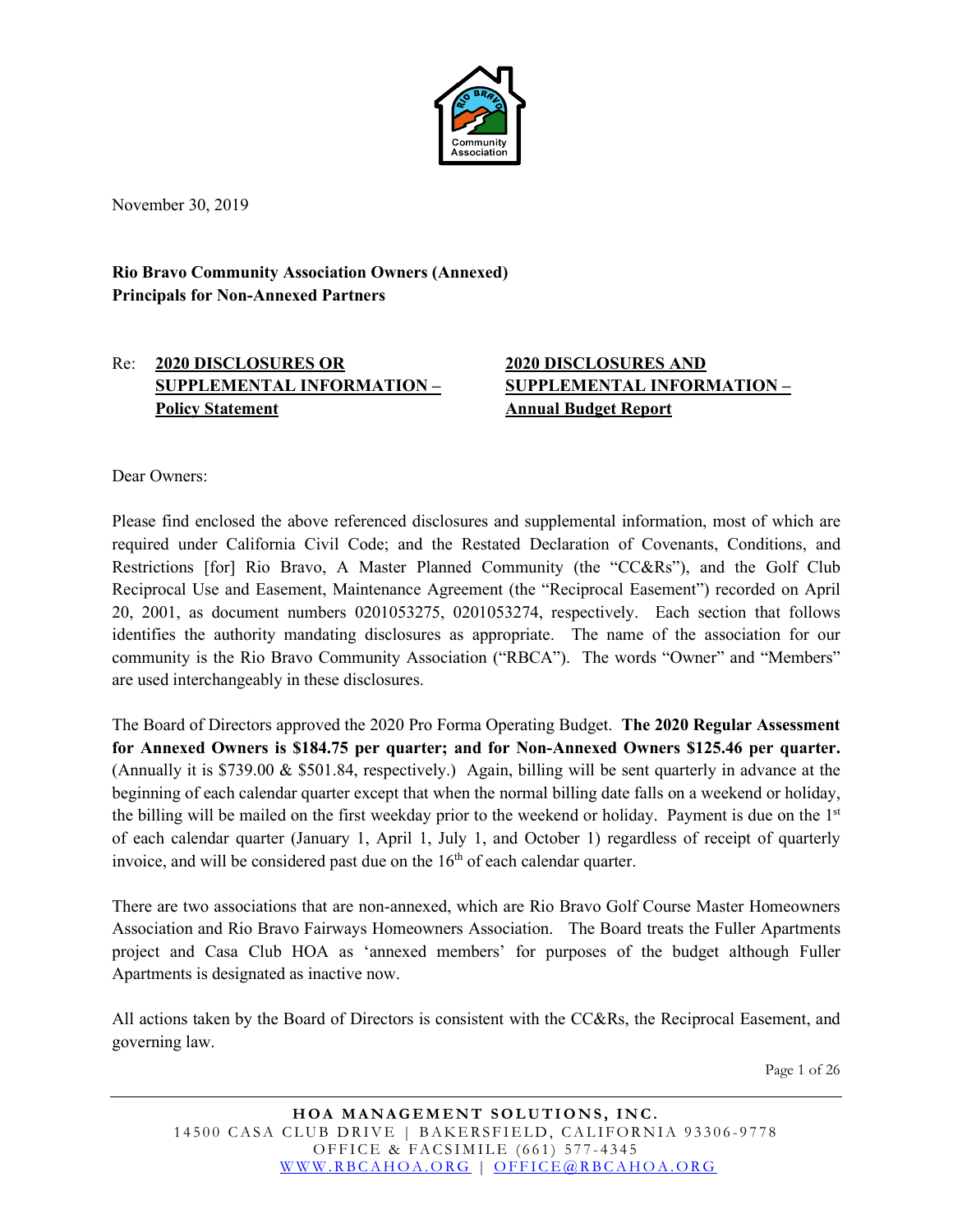November 30, 2019

**Rio Bravo Community Association Owners (Annexed)**
**Principals for Non-Annexed Partners**

| Re: | **2020 DISCLOSURES OR SUPPLEMENTAL INFORMATION – Policy Statement** | **2020 DISCLOSURES AND SUPPLEMENTAL INFORMATION – Annual Budget Report** |
|---|---|---|

Dear Owners:

Please find enclosed the above referenced disclosures and supplemental information, most of which are required under California Civil Code; and the Restated Declaration of Covenants, Conditions, and Restrictions [for] Rio Bravo, A Master Planned Community (the "CC&Rs"), and the Golf Club Reciprocal Use and Easement, Maintenance Agreement (the "Reciprocal Easement") recorded on April 20, 2001, as document numbers 0201053275, 0201053274, respectively. Each section that follows identifies the authority mandating disclosures as appropriate. The name of the association for our community is the Rio Bravo Community Association ("RBCA"). The words "Owner" and "Members" are used interchangeably in these disclosures.

The Board of Directors approved the 2020 Pro Forma Operating Budget. **The 2020 Regular Assessment for Annexed Owners is $184.75 per quarter; and for Non-Annexed Owners $125.46 per quarter.** (Annually it is $739.00 & $501.84, respectively.) Again, billing will be sent quarterly in advance at the beginning of each calendar quarter except that when the normal billing date falls on a weekend or holiday, the billing will be mailed on the first weekday prior to the weekend or holiday. Payment is due on the 1st of each calendar quarter (January 1, April 1, July 1, and October 1) regardless of receipt of quarterly invoice, and will be considered past due on the 16th of each calendar quarter.

There are two associations that are non-annexed, which are Rio Bravo Golf Course Master Homeowners Association and Rio Bravo Fairways Homeowners Association. The Board treats the Fuller Apartments project and Casa Club HOA as 'annexed members' for purposes of the budget although Fuller Apartments is designated as inactive now.

All actions taken by the Board of Directors is consistent with the CC&Rs, the Reciprocal Easement, and governing law.

**HOA MANAGEMENT SOLUTIONS, INC.**
14500 CASA CLUB DRIVE | BAKERSFIELD, CALIFORNIA 93306-9778
OFFICE & FACSIMILE (661) 577-4345
WWW.RBCAHOA.ORG | OFFICE@RBCAHOA.ORG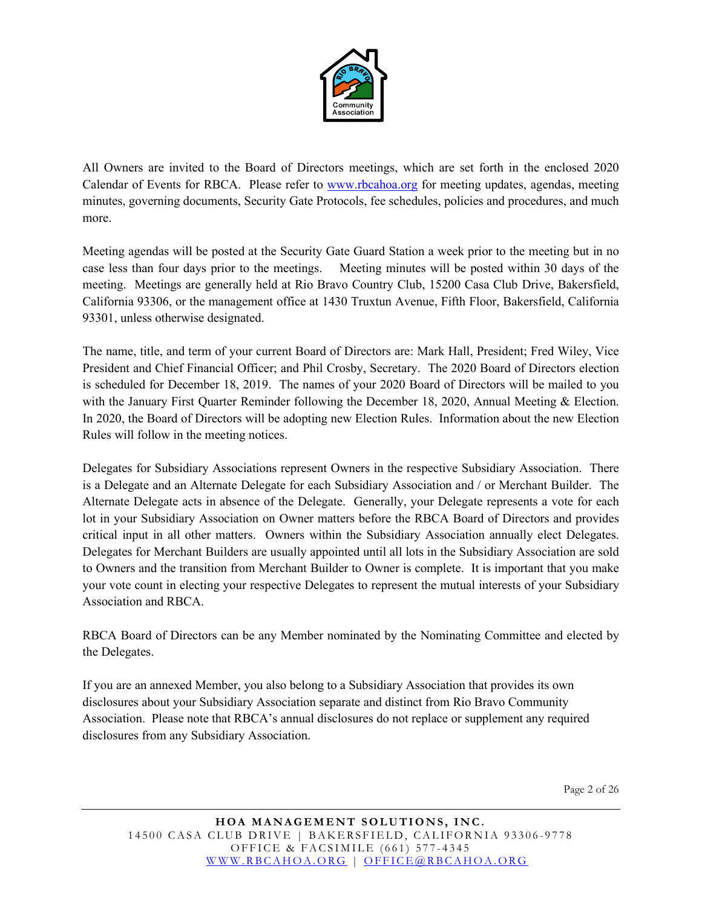All Owners are invited to the Board of Directors meetings, which are set forth in the enclosed 2020 Calendar of Events for RBCA. Please refer to [www.rbcahoa.org](http://www.rbcahoa.org) for meeting updates, agendas, meeting minutes, governing documents, Security Gate Protocols, fee schedules, policies and procedures, and much more.

Meeting agendas will be posted at the Security Gate Guard Station a week prior to the meeting but in no case less than four days prior to the meetings. Meeting minutes will be posted within 30 days of the meeting. Meetings are generally held at Rio Bravo Country Club, 15200 Casa Club Drive, Bakersfield, California 93306, or the management office at 1430 Truxtun Avenue, Fifth Floor, Bakersfield, California 93301, unless otherwise designated.

The name, title, and term of your current Board of Directors are: Mark Hall, President; Fred Wiley, Vice President and Chief Financial Officer; and Phil Crosby, Secretary. The 2020 Board of Directors election is scheduled for December 18, 2019. The names of your 2020 Board of Directors will be mailed to you with the January First Quarter Reminder following the December 18, 2020, Annual Meeting & Election. In 2020, the Board of Directors will be adopting new Election Rules. Information about the new Election Rules will follow in the meeting notices.

Delegates for Subsidiary Associations represent Owners in the respective Subsidiary Association. There is a Delegate and an Alternate Delegate for each Subsidiary Association and / or Merchant Builder. The Alternate Delegate acts in absence of the Delegate. Generally, your Delegate represents a vote for each lot in your Subsidiary Association on Owner matters before the RBCA Board of Directors and provides critical input in all other matters. Owners within the Subsidiary Association annually elect Delegates. Delegates for Merchant Builders are usually appointed until all lots in the Subsidiary Association are sold to Owners and the transition from Merchant Builder to Owner is complete. It is important that you make your vote count in electing your respective Delegates to represent the mutual interests of your Subsidiary Association and RBCA.

RBCA Board of Directors can be any Member nominated by the Nominating Committee and elected by the Delegates.

If you are an annexed Member, you also belong to a Subsidiary Association that provides its own disclosures about your Subsidiary Association separate and distinct from Rio Bravo Community Association. Please note that RBCA's annual disclosures do not replace or supplement any required disclosures from any Subsidiary Association.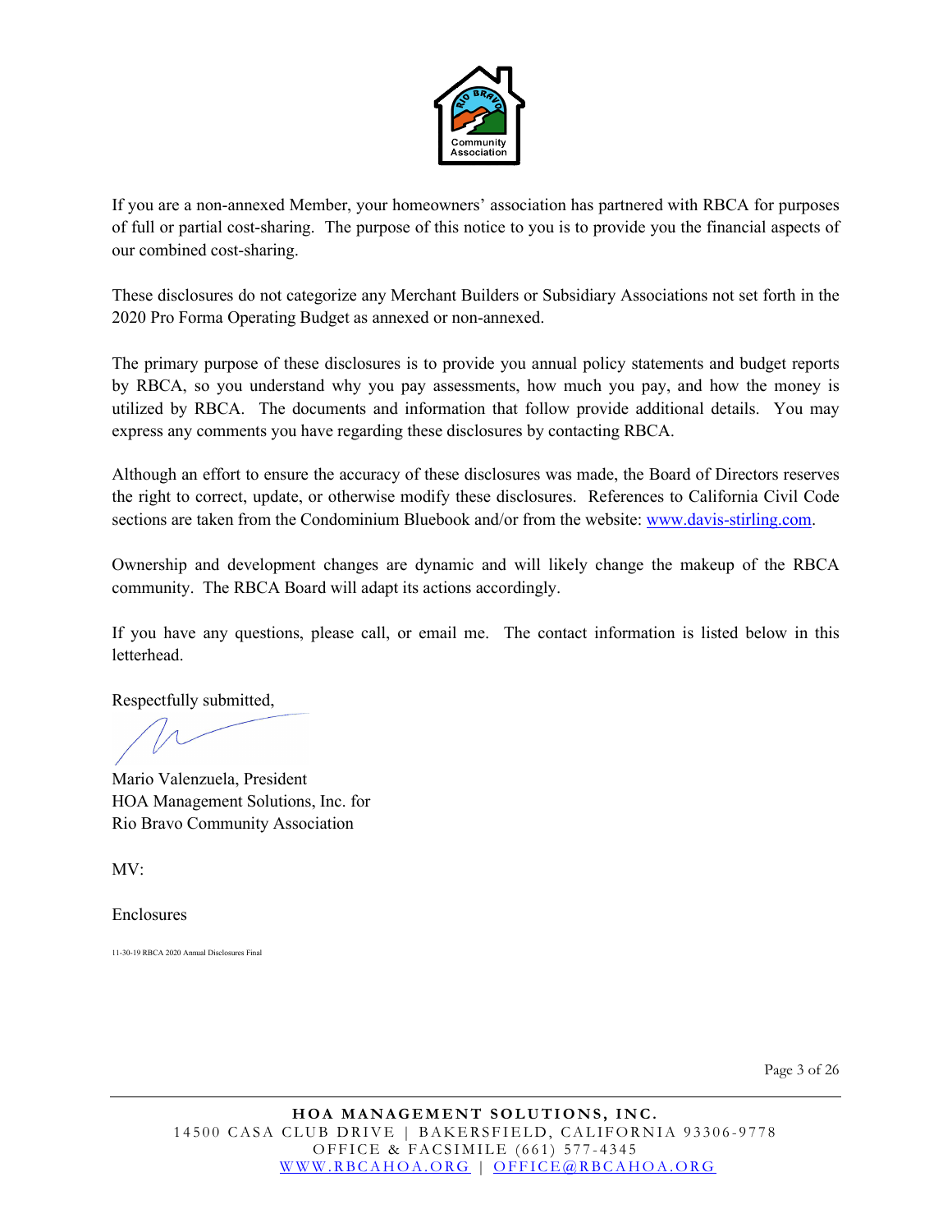If you are a non-annexed Member, your homeowners' association has partnered with RBCA for purposes of full or partial cost-sharing. The purpose of this notice to you is to provide you the financial aspects of our combined cost-sharing.

These disclosures do not categorize any Merchant Builders or Subsidiary Associations not set forth in the 2020 Pro Forma Operating Budget as annexed or non-annexed.

The primary purpose of these disclosures is to provide you annual policy statements and budget reports by RBCA, so you understand why you pay assessments, how much you pay, and how the money is utilized by RBCA. The documents and information that follow provide additional details. You may express any comments you have regarding these disclosures by contacting RBCA.

Although an effort to ensure the accuracy of these disclosures was made, the Board of Directors reserves the right to correct, update, or otherwise modify these disclosures. References to California Civil Code sections are taken from the Condominium Bluebook and/or from the website: [www.davis-stirling.com](http://www.davis-stirling.com).

Ownership and development changes are dynamic and will likely change the makeup of the RBCA community. The RBCA Board will adapt its actions accordingly.

If you have any questions, please call, or email me. The contact information is listed below in this letterhead.

Respectfully submitted,

Mario Valenzuela, President  
HOA Management Solutions, Inc. for  
Rio Bravo Community Association

MV:

Enclosures

11-30-19 RBCA 2020 Annual Disclosures Final

**HOA MANAGEMENT SOLUTIONS, INC.**  
14500 CASA CLUB DRIVE | BAKERSFIELD, CALIFORNIA 93306-9778  
OFFICE & FACSIMILE (661) 577-4345  
[WWW.RBCAHOA.ORG](http://www.rbcahoa.org) | [OFFICE@RBCAHOA.ORG](mailto:office@rbcahoa.org)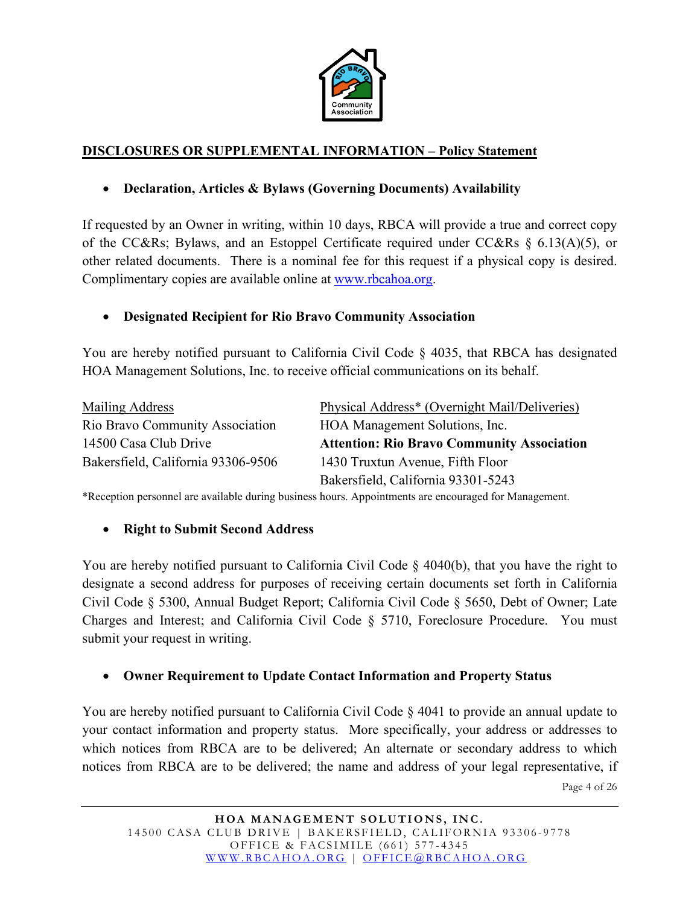## DISCLOSURES OR SUPPLEMENTAL INFORMATION – Policy Statement

- **Declaration, Articles & Bylaws (Governing Documents) Availability**

If requested by an Owner in writing, within 10 days, RBCA will provide a true and correct copy of the CC&Rs; Bylaws, and an Estoppel Certificate required under CC&Rs § 6.13(A)(5), or other related documents. There is a nominal fee for this request if a physical copy is desired. Complimentary copies are available online at www.rbcahoa.org.

- **Designated Recipient for Rio Bravo Community Association**

You are hereby notified pursuant to California Civil Code § 4035, that RBCA has designated HOA Management Solutions, Inc. to receive official communications on its behalf.

| Mailing Address | Physical Address* (Overnight Mail/Deliveries) |
|---|---|
| Rio Bravo Community Association | HOA Management Solutions, Inc. |
| 14500 Casa Club Drive | **Attention: Rio Bravo Community Association** |
| Bakersfield, California 93306-9506 | 1430 Truxtun Avenue, Fifth Floor |
| | Bakersfield, California 93301-5243 |

*Reception personnel are available during business hours. Appointments are encouraged for Management.

- **Right to Submit Second Address**

You are hereby notified pursuant to California Civil Code § 4040(b), that you have the right to designate a second address for purposes of receiving certain documents set forth in California Civil Code § 5300, Annual Budget Report; California Civil Code § 5650, Debt of Owner; Late Charges and Interest; and California Civil Code § 5710, Foreclosure Procedure. You must submit your request in writing.

- **Owner Requirement to Update Contact Information and Property Status**

You are hereby notified pursuant to California Civil Code § 4041 to provide an annual update to your contact information and property status. More specifically, your address or addresses to which notices from RBCA are to be delivered; An alternate or secondary address to which notices from RBCA are to be delivered; the name and address of your legal representative, if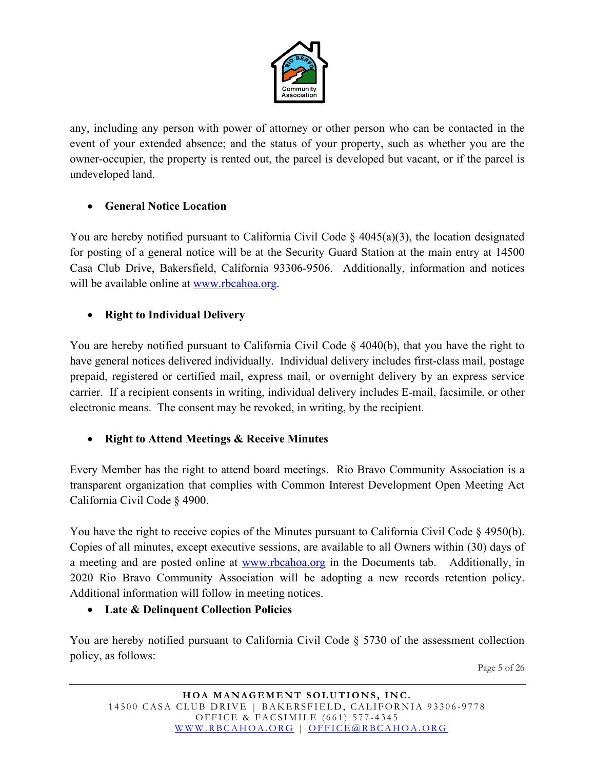any, including any person with power of attorney or other person who can be contacted in the event of your extended absence; and the status of your property, such as whether you are the owner-occupier, the property is rented out, the parcel is developed but vacant, or if the parcel is undeveloped land.

- **General Notice Location**

You are hereby notified pursuant to California Civil Code § 4045(a)(3), the location designated for posting of a general notice will be at the Security Guard Station at the main entry at 14500 Casa Club Drive, Bakersfield, California 93306-9506. Additionally, information and notices will be available online at www.rbcahoa.org.

- **Right to Individual Delivery**

You are hereby notified pursuant to California Civil Code § 4040(b), that you have the right to have general notices delivered individually. Individual delivery includes first-class mail, postage prepaid, registered or certified mail, express mail, or overnight delivery by an express service carrier. If a recipient consents in writing, individual delivery includes E-mail, facsimile, or other electronic means. The consent may be revoked, in writing, by the recipient.

- **Right to Attend Meetings & Receive Minutes**

Every Member has the right to attend board meetings. Rio Bravo Community Association is a transparent organization that complies with Common Interest Development Open Meeting Act California Civil Code § 4900.

You have the right to receive copies of the Minutes pursuant to California Civil Code § 4950(b). Copies of all minutes, except executive sessions, are available to all Owners within (30) days of a meeting and are posted online at www.rbcahoa.org in the Documents tab. Additionally, in 2020 Rio Bravo Community Association will be adopting a new records retention policy. Additional information will follow in meeting notices.

- **Late & Delinquent Collection Policies**

You are hereby notified pursuant to California Civil Code § 5730 of the assessment collection policy, as follows: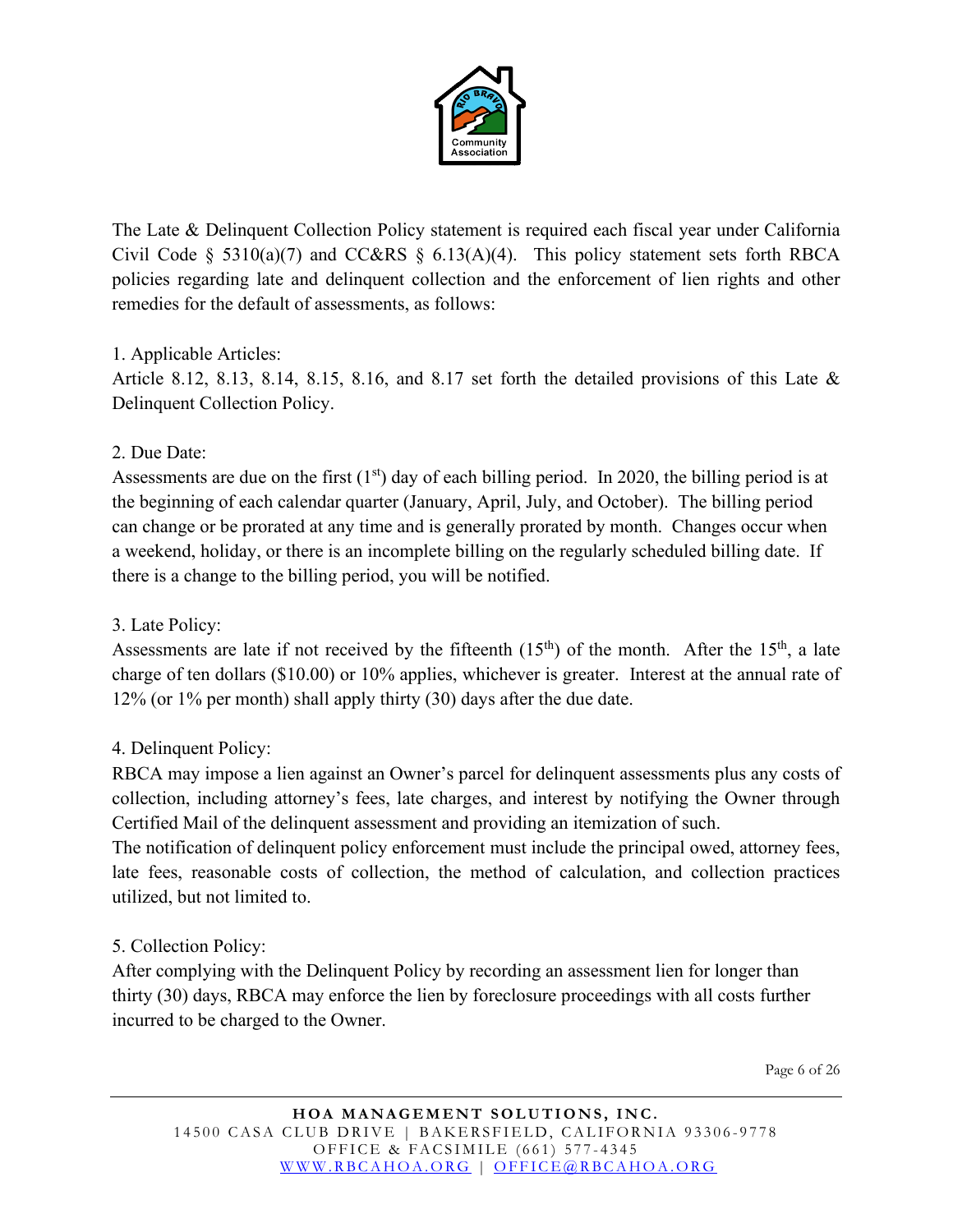The Late & Delinquent Collection Policy statement is required each fiscal year under California Civil Code § 5310(a)(7) and CC&RS § 6.13(A)(4). This policy statement sets forth RBCA policies regarding late and delinquent collection and the enforcement of lien rights and other remedies for the default of assessments, as follows:

1. Applicable Articles:
Article 8.12, 8.13, 8.14, 8.15, 8.16, and 8.17 set forth the detailed provisions of this Late & Delinquent Collection Policy.

2. Due Date:
Assessments are due on the first (1st) day of each billing period. In 2020, the billing period is at the beginning of each calendar quarter (January, April, July, and October). The billing period can change or be prorated at any time and is generally prorated by month. Changes occur when a weekend, holiday, or there is an incomplete billing on the regularly scheduled billing date. If there is a change to the billing period, you will be notified.

3. Late Policy:
Assessments are late if not received by the fifteenth (15th) of the month. After the 15th, a late charge of ten dollars ($10.00) or 10% applies, whichever is greater. Interest at the annual rate of 12% (or 1% per month) shall apply thirty (30) days after the due date.

4. Delinquent Policy:
RBCA may impose a lien against an Owner's parcel for delinquent assessments plus any costs of collection, including attorney's fees, late charges, and interest by notifying the Owner through Certified Mail of the delinquent assessment and providing an itemization of such.
The notification of delinquent policy enforcement must include the principal owed, attorney fees, late fees, reasonable costs of collection, the method of calculation, and collection practices utilized, but not limited to.

5. Collection Policy:
After complying with the Delinquent Policy by recording an assessment lien for longer than thirty (30) days, RBCA may enforce the lien by foreclosure proceedings with all costs further incurred to be charged to the Owner.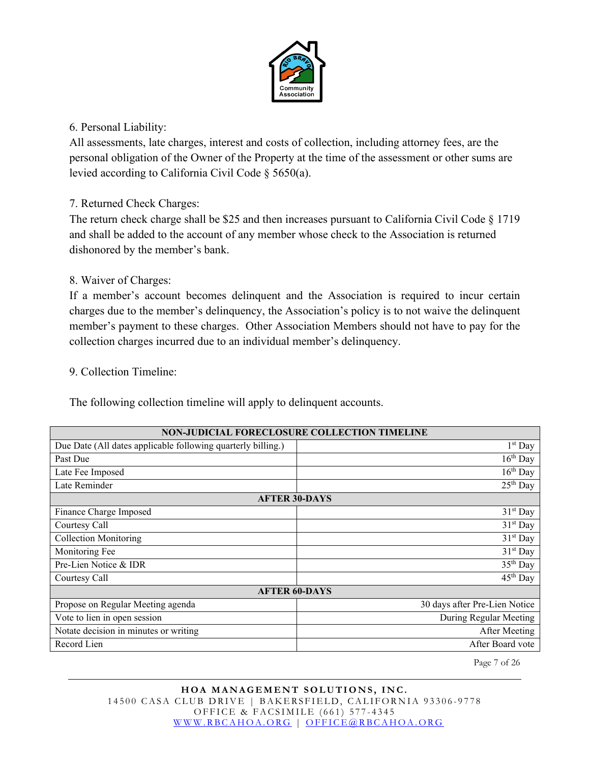6. Personal Liability:
All assessments, late charges, interest and costs of collection, including attorney fees, are the personal obligation of the Owner of the Property at the time of the assessment or other sums are levied according to California Civil Code § 5650(a).

7. Returned Check Charges:
The return check charge shall be $25 and then increases pursuant to California Civil Code § 1719 and shall be added to the account of any member whose check to the Association is returned dishonored by the member's bank.

8. Waiver of Charges:
If a member's account becomes delinquent and the Association is required to incur certain charges due to the member's delinquency, the Association's policy is to not waive the delinquent member's payment to these charges. Other Association Members should not have to pay for the collection charges incurred due to an individual member's delinquency.

9. Collection Timeline:

The following collection timeline will apply to delinquent accounts.

| **NON-JUDICIAL FORECLOSURE COLLECTION TIMELINE** | |
|---|---|
| Due Date (All dates applicable following quarterly billing.) | 1st Day |
| Past Due | 16th Day |
| Late Fee Imposed | 16th Day |
| Late Reminder | 25th Day |
| **AFTER 30-DAYS** | |
| Finance Charge Imposed | 31st Day |
| Courtesy Call | 31st Day |
| Collection Monitoring | 31st Day |
| Monitoring Fee | 31st Day |
| Pre-Lien Notice & IDR | 35th Day |
| Courtesy Call | 45th Day |
| **AFTER 60-DAYS** | |
| Propose on Regular Meeting agenda | 30 days after Pre-Lien Notice |
| Vote to lien in open session | During Regular Meeting |
| Notate decision in minutes or writing | After Meeting |
| Record Lien | After Board vote |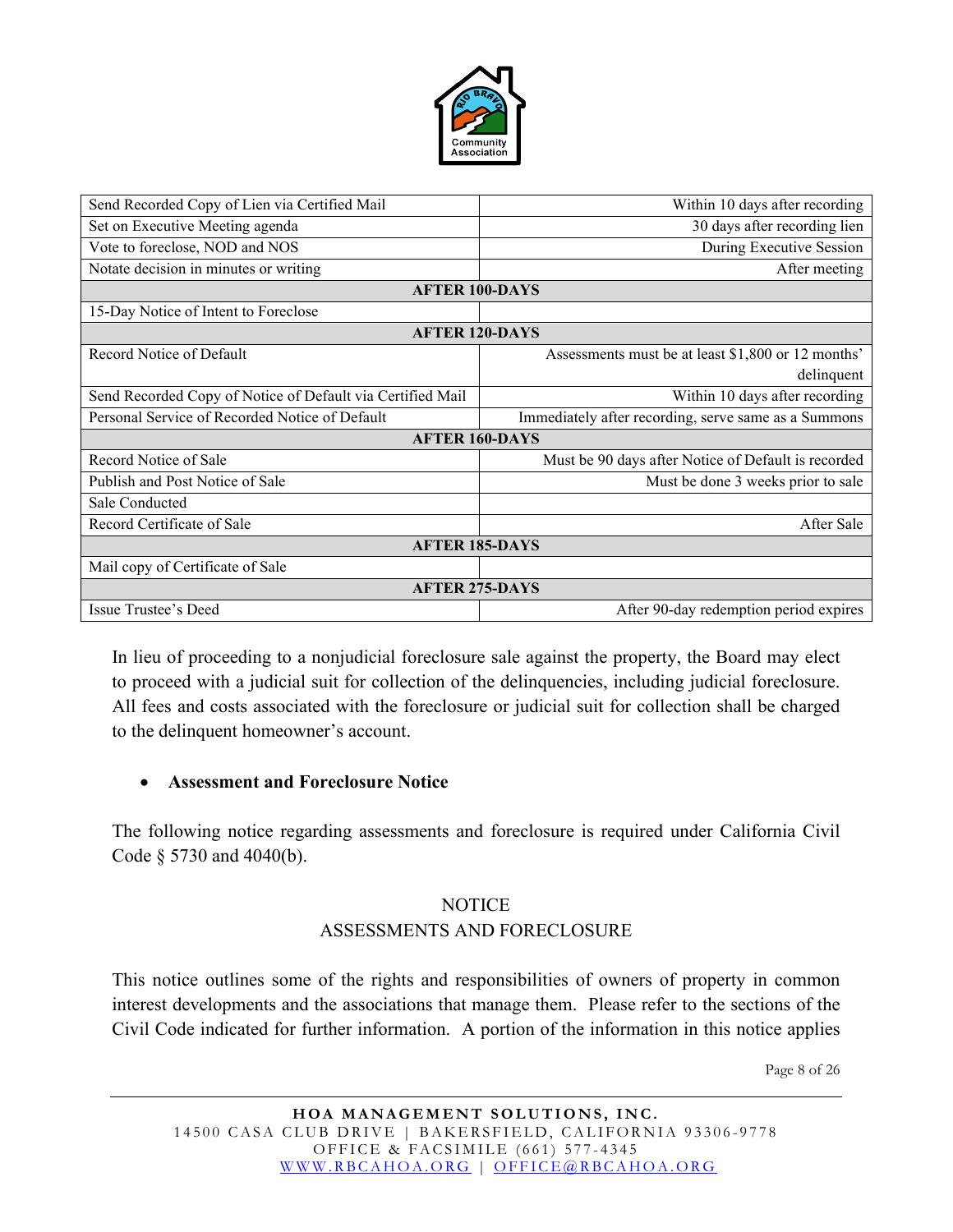| | |
|---|---|
| Send Recorded Copy of Lien via Certified Mail | Within 10 days after recording |
| Set on Executive Meeting agenda | 30 days after recording lien |
| Vote to foreclose, NOD and NOS | During Executive Session |
| Notate decision in minutes or writing | After meeting |
| **AFTER 100-DAYS** | |
| 15-Day Notice of Intent to Foreclose | |
| **AFTER 120-DAYS** | |
| Record Notice of Default | Assessments must be at least $1,800 or 12 months' delinquent |
| Send Recorded Copy of Notice of Default via Certified Mail | Within 10 days after recording |
| Personal Service of Recorded Notice of Default | Immediately after recording, serve same as a Summons |
| **AFTER 160-DAYS** | |
| Record Notice of Sale | Must be 90 days after Notice of Default is recorded |
| Publish and Post Notice of Sale | Must be done 3 weeks prior to sale |
| Sale Conducted | |
| Record Certificate of Sale | After Sale |
| **AFTER 185-DAYS** | |
| Mail copy of Certificate of Sale | |
| **AFTER 275-DAYS** | |
| Issue Trustee's Deed | After 90-day redemption period expires |

In lieu of proceeding to a nonjudicial foreclosure sale against the property, the Board may elect to proceed with a judicial suit for collection of the delinquencies, including judicial foreclosure. All fees and costs associated with the foreclosure or judicial suit for collection shall be charged to the delinquent homeowner's account.

- **Assessment and Foreclosure Notice**

The following notice regarding assessments and foreclosure is required under California Civil Code § 5730 and 4040(b).

NOTICE
ASSESSMENTS AND FORECLOSURE

This notice outlines some of the rights and responsibilities of owners of property in common interest developments and the associations that manage them. Please refer to the sections of the Civil Code indicated for further information. A portion of the information in this notice applies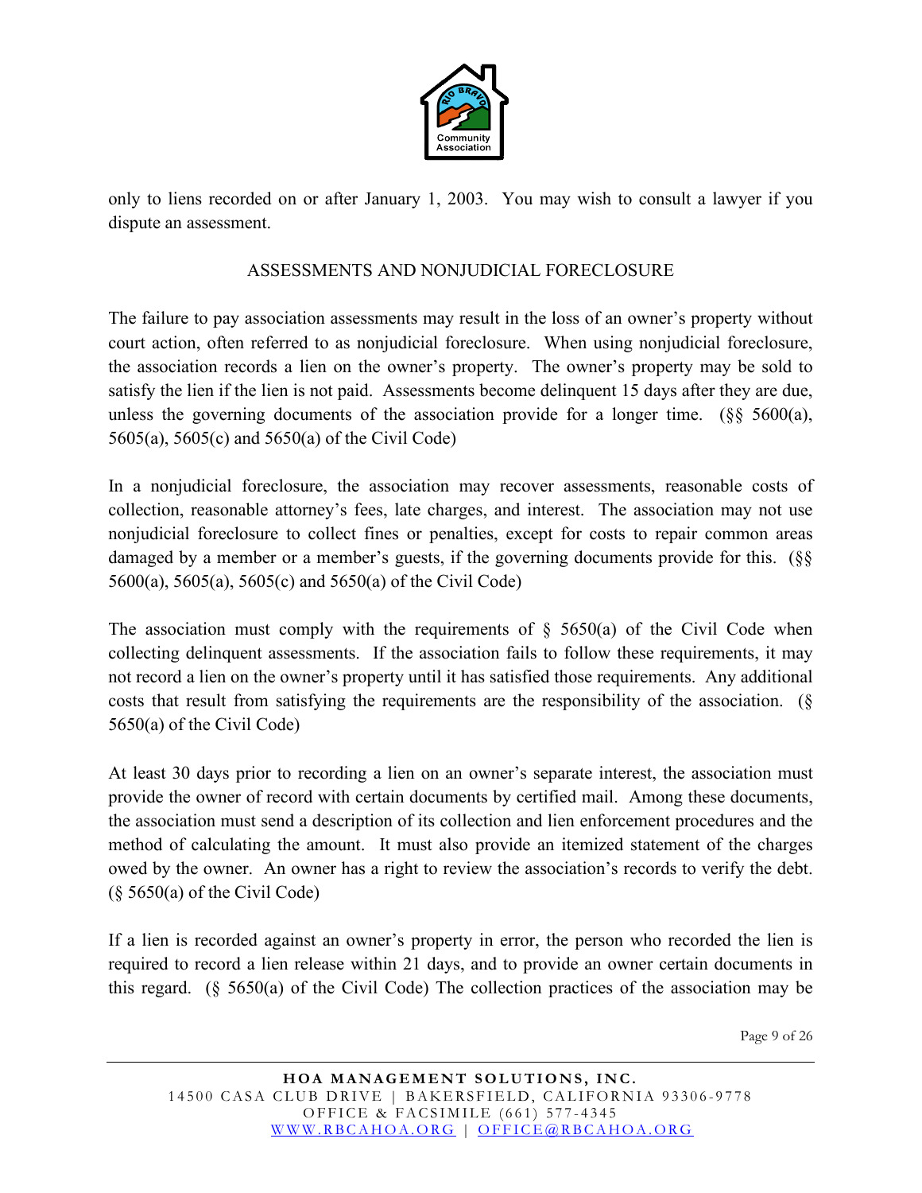only to liens recorded on or after January 1, 2003. You may wish to consult a lawyer if you dispute an assessment.

## ASSESSMENTS AND NONJUDICIAL FORECLOSURE

The failure to pay association assessments may result in the loss of an owner's property without court action, often referred to as nonjudicial foreclosure. When using nonjudicial foreclosure, the association records a lien on the owner's property. The owner's property may be sold to satisfy the lien if the lien is not paid. Assessments become delinquent 15 days after they are due, unless the governing documents of the association provide for a longer time. (§§ 5600(a), 5605(a), 5605(c) and 5650(a) of the Civil Code)

In a nonjudicial foreclosure, the association may recover assessments, reasonable costs of collection, reasonable attorney's fees, late charges, and interest. The association may not use nonjudicial foreclosure to collect fines or penalties, except for costs to repair common areas damaged by a member or a member's guests, if the governing documents provide for this. (§§ 5600(a), 5605(a), 5605(c) and 5650(a) of the Civil Code)

The association must comply with the requirements of § 5650(a) of the Civil Code when collecting delinquent assessments. If the association fails to follow these requirements, it may not record a lien on the owner's property until it has satisfied those requirements. Any additional costs that result from satisfying the requirements are the responsibility of the association. (§ 5650(a) of the Civil Code)

At least 30 days prior to recording a lien on an owner's separate interest, the association must provide the owner of record with certain documents by certified mail. Among these documents, the association must send a description of its collection and lien enforcement procedures and the method of calculating the amount. It must also provide an itemized statement of the charges owed by the owner. An owner has a right to review the association's records to verify the debt. (§ 5650(a) of the Civil Code)

If a lien is recorded against an owner's property in error, the person who recorded the lien is required to record a lien release within 21 days, and to provide an owner certain documents in this regard. (§ 5650(a) of the Civil Code) The collection practices of the association may be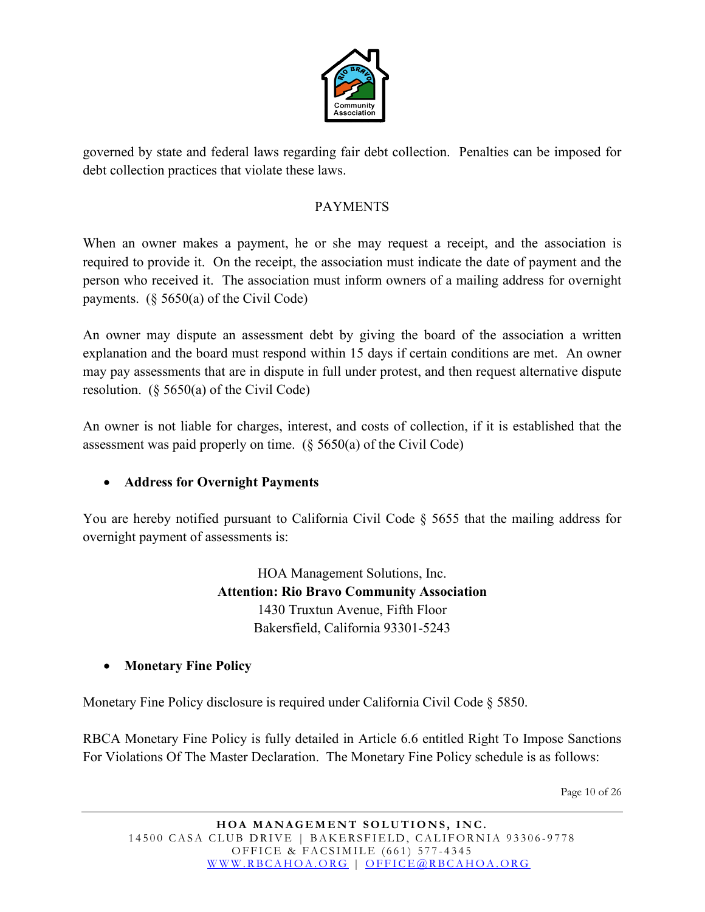governed by state and federal laws regarding fair debt collection. Penalties can be imposed for debt collection practices that violate these laws.

## PAYMENTS

When an owner makes a payment, he or she may request a receipt, and the association is required to provide it. On the receipt, the association must indicate the date of payment and the person who received it. The association must inform owners of a mailing address for overnight payments. (§ 5650(a) of the Civil Code)

An owner may dispute an assessment debt by giving the board of the association a written explanation and the board must respond within 15 days if certain conditions are met. An owner may pay assessments that are in dispute in full under protest, and then request alternative dispute resolution. (§ 5650(a) of the Civil Code)

An owner is not liable for charges, interest, and costs of collection, if it is established that the assessment was paid properly on time. (§ 5650(a) of the Civil Code)

- **Address for Overnight Payments**

You are hereby notified pursuant to California Civil Code § 5655 that the mailing address for overnight payment of assessments is:

HOA Management Solutions, Inc.
**Attention: Rio Bravo Community Association**
1430 Truxtun Avenue, Fifth Floor
Bakersfield, California 93301-5243

- **Monetary Fine Policy**

Monetary Fine Policy disclosure is required under California Civil Code § 5850.

RBCA Monetary Fine Policy is fully detailed in Article 6.6 entitled Right To Impose Sanctions For Violations Of The Master Declaration. The Monetary Fine Policy schedule is as follows: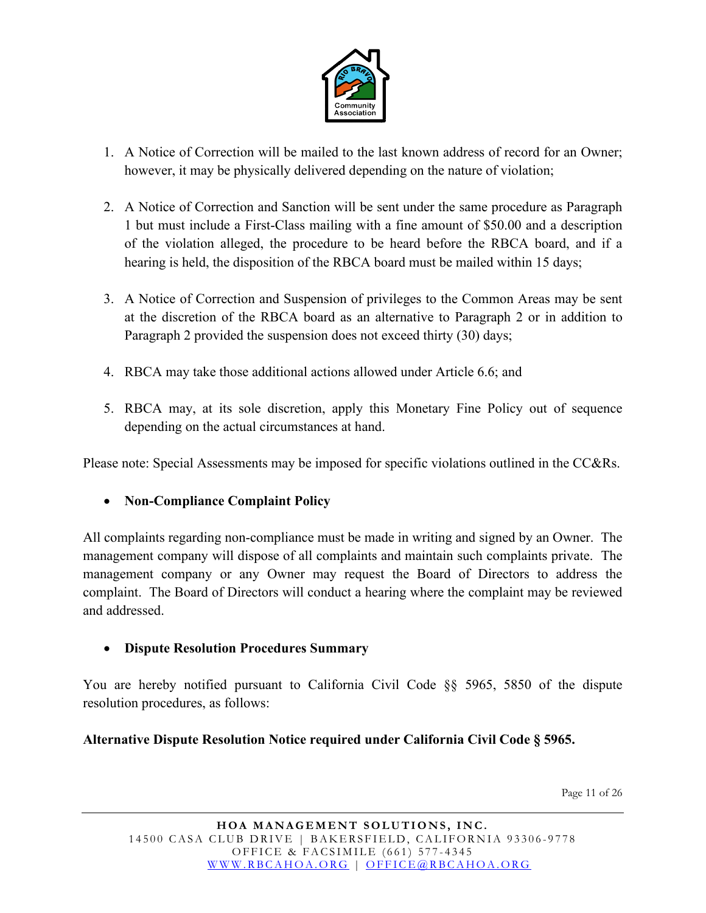1. A Notice of Correction will be mailed to the last known address of record for an Owner; however, it may be physically delivered depending on the nature of violation;

2. A Notice of Correction and Sanction will be sent under the same procedure as Paragraph 1 but must include a First-Class mailing with a fine amount of $50.00 and a description of the violation alleged, the procedure to be heard before the RBCA board, and if a hearing is held, the disposition of the RBCA board must be mailed within 15 days;

3. A Notice of Correction and Suspension of privileges to the Common Areas may be sent at the discretion of the RBCA board as an alternative to Paragraph 2 or in addition to Paragraph 2 provided the suspension does not exceed thirty (30) days;

4. RBCA may take those additional actions allowed under Article 6.6; and

5. RBCA may, at its sole discretion, apply this Monetary Fine Policy out of sequence depending on the actual circumstances at hand.

Please note: Special Assessments may be imposed for specific violations outlined in the CC&Rs.

- **Non-Compliance Complaint Policy**

All complaints regarding non-compliance must be made in writing and signed by an Owner. The management company will dispose of all complaints and maintain such complaints private. The management company or any Owner may request the Board of Directors to address the complaint. The Board of Directors will conduct a hearing where the complaint may be reviewed and addressed.

- **Dispute Resolution Procedures Summary**

You are hereby notified pursuant to California Civil Code §§ 5965, 5850 of the dispute resolution procedures, as follows:

**Alternative Dispute Resolution Notice required under California Civil Code § 5965.**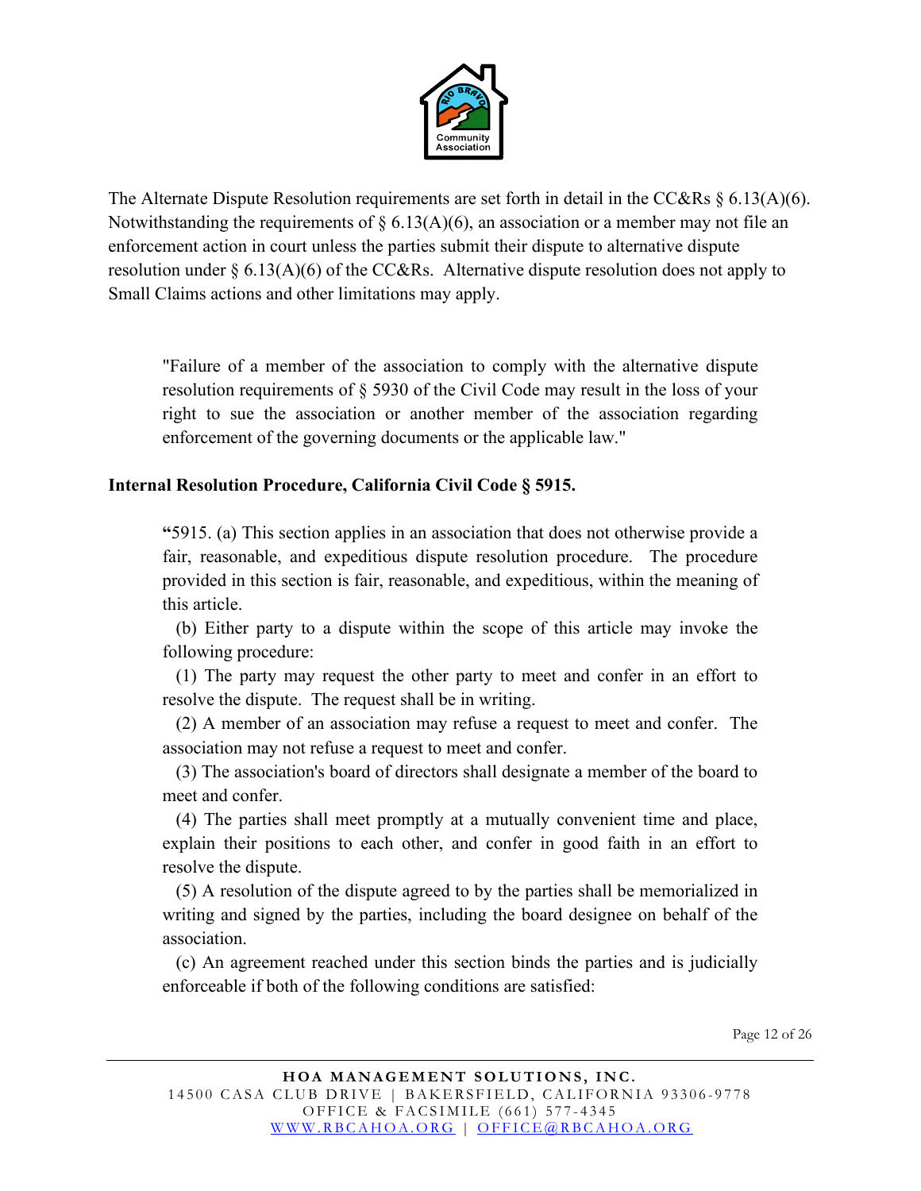The Alternate Dispute Resolution requirements are set forth in detail in the CC&Rs § 6.13(A)(6). Notwithstanding the requirements of § 6.13(A)(6), an association or a member may not file an enforcement action in court unless the parties submit their dispute to alternative dispute resolution under § 6.13(A)(6) of the CC&Rs. Alternative dispute resolution does not apply to Small Claims actions and other limitations may apply.

> "Failure of a member of the association to comply with the alternative dispute resolution requirements of § 5930 of the Civil Code may result in the loss of your right to sue the association or another member of the association regarding enforcement of the governing documents or the applicable law."

**Internal Resolution Procedure, California Civil Code § 5915.**

> **"**5915. (a) This section applies in an association that does not otherwise provide a fair, reasonable, and expeditious dispute resolution procedure. The procedure provided in this section is fair, reasonable, and expeditious, within the meaning of this article.
>
> (b) Either party to a dispute within the scope of this article may invoke the following procedure:
>
> (1) The party may request the other party to meet and confer in an effort to resolve the dispute. The request shall be in writing.
>
> (2) A member of an association may refuse a request to meet and confer. The association may not refuse a request to meet and confer.
>
> (3) The association's board of directors shall designate a member of the board to meet and confer.
>
> (4) The parties shall meet promptly at a mutually convenient time and place, explain their positions to each other, and confer in good faith in an effort to resolve the dispute.
>
> (5) A resolution of the dispute agreed to by the parties shall be memorialized in writing and signed by the parties, including the board designee on behalf of the association.
>
> (c) An agreement reached under this section binds the parties and is judicially enforceable if both of the following conditions are satisfied: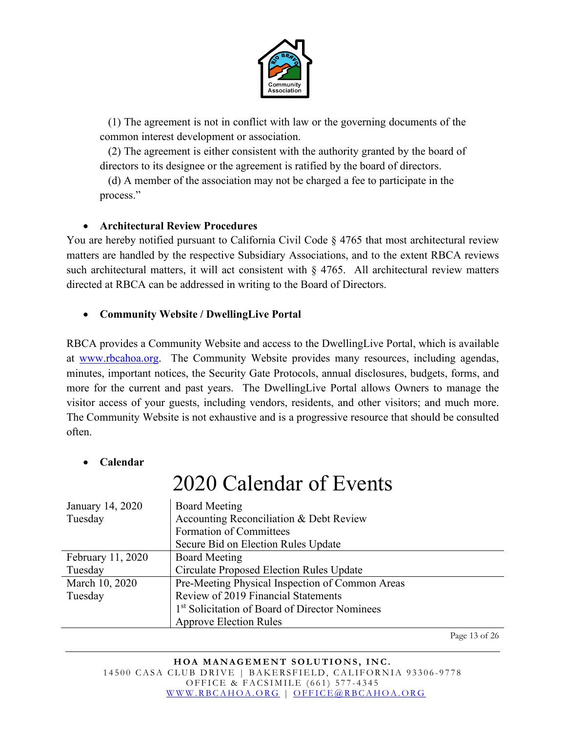(1) The agreement is not in conflict with law or the governing documents of the common interest development or association.

(2) The agreement is either consistent with the authority granted by the board of directors to its designee or the agreement is ratified by the board of directors.

(d) A member of the association may not be charged a fee to participate in the process."

- **Architectural Review Procedures**

You are hereby notified pursuant to California Civil Code § 4765 that most architectural review matters are handled by the respective Subsidiary Associations, and to the extent RBCA reviews such architectural matters, it will act consistent with § 4765. All architectural review matters directed at RBCA can be addressed in writing to the Board of Directors.

- **Community Website / DwellingLive Portal**

RBCA provides a Community Website and access to the DwellingLive Portal, which is available at www.rbcahoa.org. The Community Website provides many resources, including agendas, minutes, important notices, the Security Gate Protocols, annual disclosures, budgets, forms, and more for the current and past years. The DwellingLive Portal allows Owners to manage the visitor access of your guests, including vendors, residents, and other visitors; and much more. The Community Website is not exhaustive and is a progressive resource that should be consulted often.

- **Calendar**

# 2020 Calendar of Events

| Date | Events |
|---|---|
| January 14, 2020<br>Tuesday | Board Meeting<br>Accounting Reconciliation & Debt Review<br>Formation of Committees<br>Secure Bid on Election Rules Update |
| February 11, 2020<br>Tuesday | Board Meeting<br>Circulate Proposed Election Rules Update |
| March 10, 2020<br>Tuesday | Pre-Meeting Physical Inspection of Common Areas<br>Review of 2019 Financial Statements<br>1st Solicitation of Board of Director Nominees<br>Approve Election Rules |

**HOA MANAGEMENT SOLUTIONS, INC.**
14500 CASA CLUB DRIVE | BAKERSFIELD, CALIFORNIA 93306-9778
OFFICE & FACSIMILE (661) 577-4345
WWW.RBCAHOA.ORG | OFFICE@RBCAHOA.ORG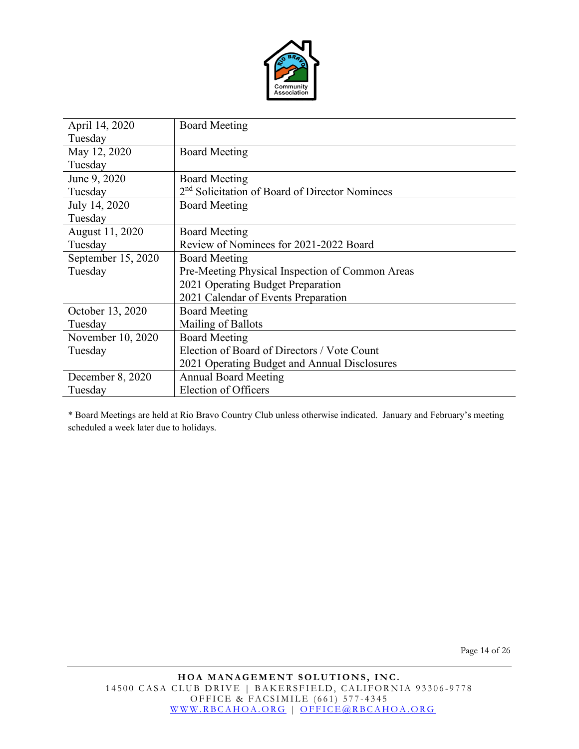| | |
|---|---|
| April 14, 2020<br>Tuesday | Board Meeting |
| May 12, 2020<br>Tuesday | Board Meeting |
| June 9, 2020<br>Tuesday | Board Meeting<br>2nd Solicitation of Board of Director Nominees |
| July 14, 2020<br>Tuesday | Board Meeting |
| August 11, 2020<br>Tuesday | Board Meeting<br>Review of Nominees for 2021-2022 Board |
| September 15, 2020<br>Tuesday | Board Meeting<br>Pre-Meeting Physical Inspection of Common Areas<br>2021 Operating Budget Preparation<br>2021 Calendar of Events Preparation |
| October 13, 2020<br>Tuesday | Board Meeting<br>Mailing of Ballots |
| November 10, 2020<br>Tuesday | Board Meeting<br>Election of Board of Directors / Vote Count<br>2021 Operating Budget and Annual Disclosures |
| December 8, 2020<br>Tuesday | Annual Board Meeting<br>Election of Officers |

* Board Meetings are held at Rio Bravo Country Club unless otherwise indicated. January and February's meeting scheduled a week later due to holidays.

**HOA MANAGEMENT SOLUTIONS, INC.**
14500 CASA CLUB DRIVE | BAKERSFIELD, CALIFORNIA 93306-9778
OFFICE & FACSIMILE (661) 577-4345
WWW.RBCAHOA.ORG | OFFICE@RBCAHOA.ORG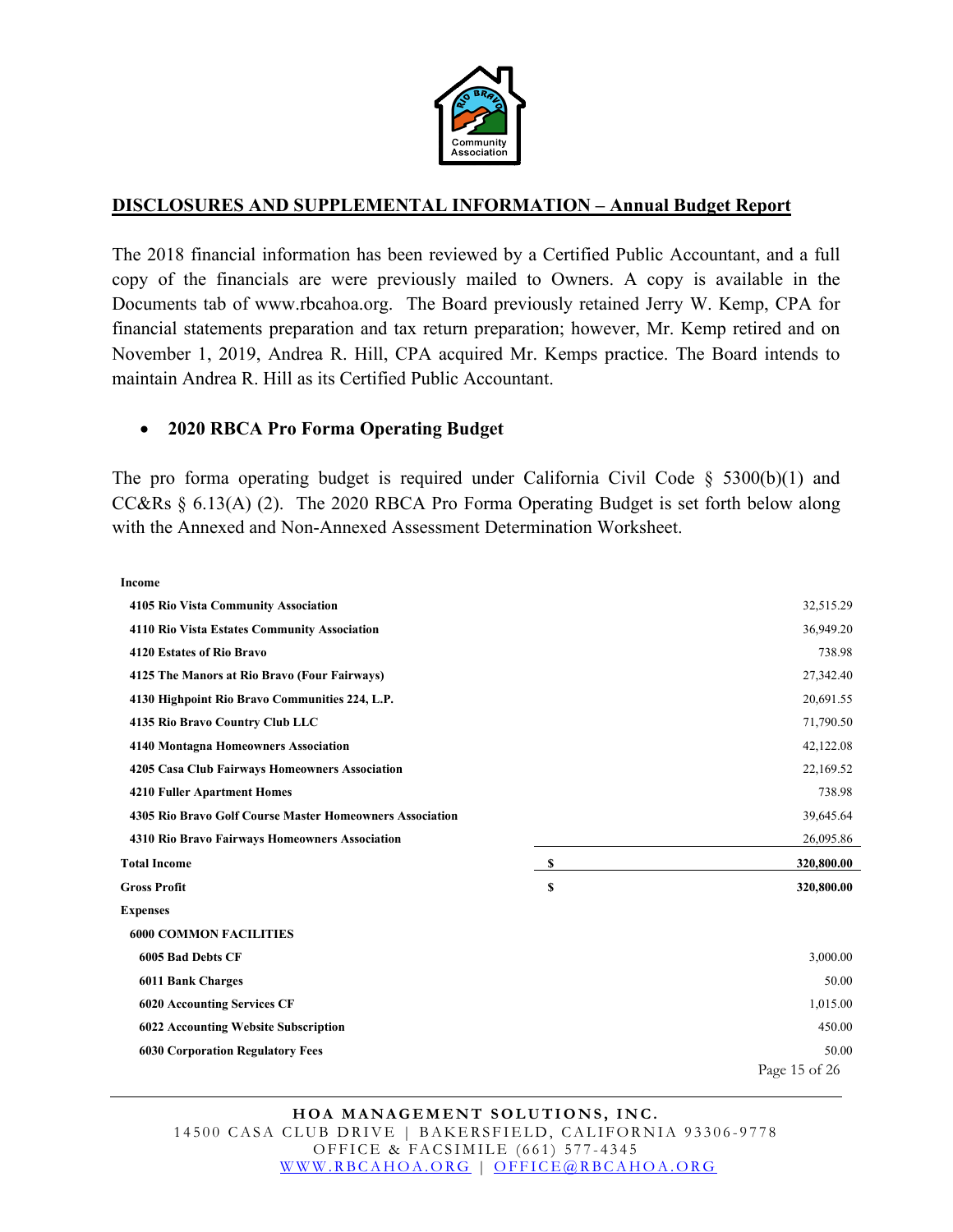## DISCLOSURES AND SUPPLEMENTAL INFORMATION – Annual Budget Report

The 2018 financial information has been reviewed by a Certified Public Accountant, and a full copy of the financials are were previously mailed to Owners. A copy is available in the Documents tab of www.rbcahoa.org. The Board previously retained Jerry W. Kemp, CPA for financial statements preparation and tax return preparation; however, Mr. Kemp retired and on November 1, 2019, Andrea R. Hill, CPA acquired Mr. Kemps practice. The Board intends to maintain Andrea R. Hill as its Certified Public Accountant.

- **2020 RBCA Pro Forma Operating Budget**

The pro forma operating budget is required under California Civil Code § 5300(b)(1) and CC&Rs § 6.13(A) (2). The 2020 RBCA Pro Forma Operating Budget is set forth below along with the Annexed and Non-Annexed Assessment Determination Worksheet.

| | | |
|---|---|---|
| **Income** | | |
| **4105 Rio Vista Community Association** | | 32,515.29 |
| **4110 Rio Vista Estates Community Association** | | 36,949.20 |
| **4120 Estates of Rio Bravo** | | 738.98 |
| **4125 The Manors at Rio Bravo (Four Fairways)** | | 27,342.40 |
| **4130 Highpoint Rio Bravo Communities 224, L.P.** | | 20,691.55 |
| **4135 Rio Bravo Country Club LLC** | | 71,790.50 |
| **4140 Montagna Homeowners Association** | | 42,122.08 |
| **4205 Casa Club Fairways Homeowners Association** | | 22,169.52 |
| **4210 Fuller Apartment Homes** | | 738.98 |
| **4305 Rio Bravo Golf Course Master Homeowners Association** | | 39,645.64 |
| **4310 Rio Bravo Fairways Homeowners Association** | | 26,095.86 |
| **Total Income** | **$** | **320,800.00** |
| **Gross Profit** | **$** | **320,800.00** |
| **Expenses** | | |
| **6000 COMMON FACILITIES** | | |
| **6005 Bad Debts CF** | | 3,000.00 |
| **6011 Bank Charges** | | 50.00 |
| **6020 Accounting Services CF** | | 1,015.00 |
| **6022 Accounting Website Subscription** | | 450.00 |
| **6030 Corporation Regulatory Fees** | | 50.00 |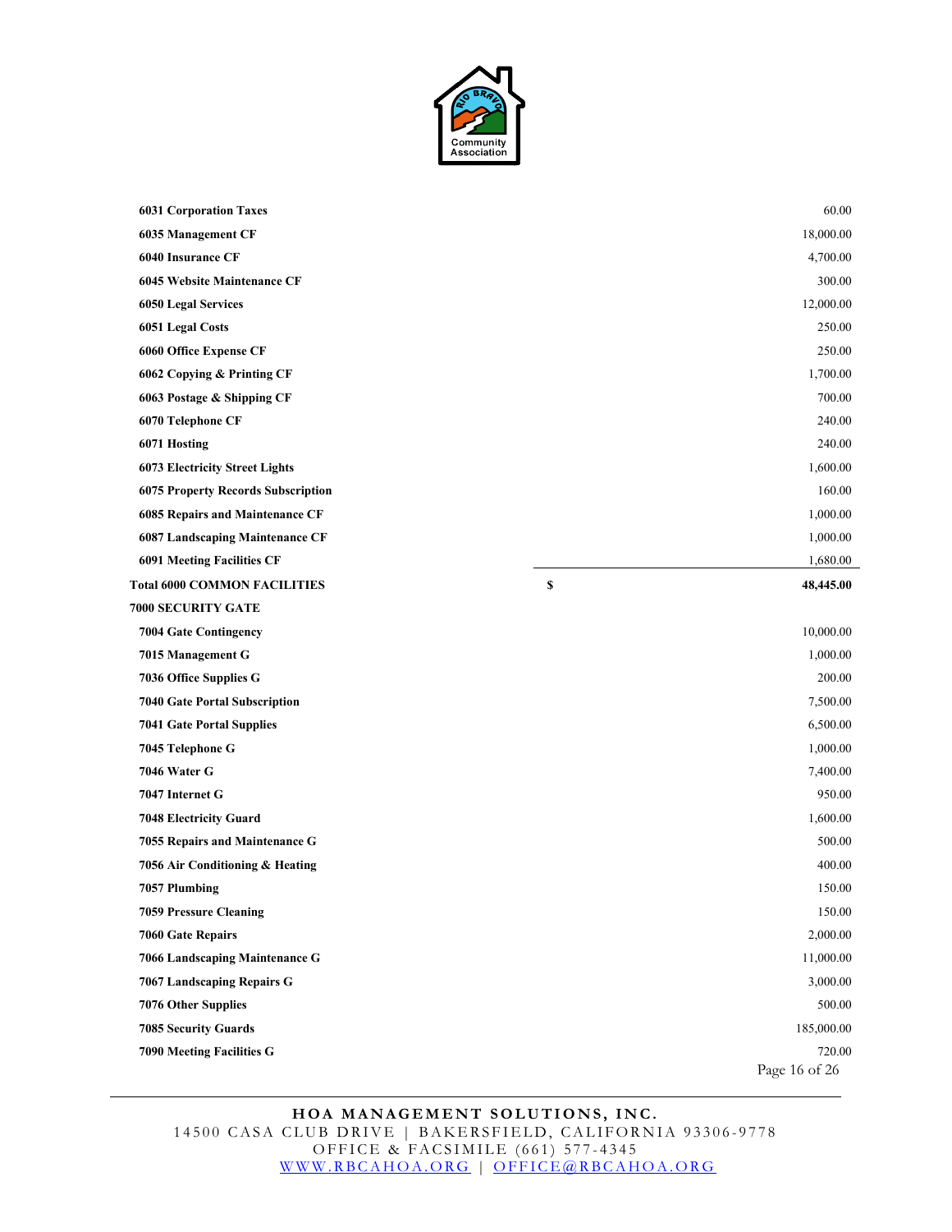| | | |
|---|---|---|
| **6031 Corporation Taxes** | | 60.00 |
| **6035 Management CF** | | 18,000.00 |
| **6040 Insurance CF** | | 4,700.00 |
| **6045 Website Maintenance CF** | | 300.00 |
| **6050 Legal Services** | | 12,000.00 |
| **6051 Legal Costs** | | 250.00 |
| **6060 Office Expense CF** | | 250.00 |
| **6062 Copying & Printing CF** | | 1,700.00 |
| **6063 Postage & Shipping CF** | | 700.00 |
| **6070 Telephone CF** | | 240.00 |
| **6071 Hosting** | | 240.00 |
| **6073 Electricity Street Lights** | | 1,600.00 |
| **6075 Property Records Subscription** | | 160.00 |
| **6085 Repairs and Maintenance CF** | | 1,000.00 |
| **6087 Landscaping Maintenance CF** | | 1,000.00 |
| **6091 Meeting Facilities CF** | | 1,680.00 |
| **Total 6000 COMMON FACILITIES** | **$** | **48,445.00** |
| **7000 SECURITY GATE** | | |
| **7004 Gate Contingency** | | 10,000.00 |
| **7015 Management G** | | 1,000.00 |
| **7036 Office Supplies G** | | 200.00 |
| **7040 Gate Portal Subscription** | | 7,500.00 |
| **7041 Gate Portal Supplies** | | 6,500.00 |
| **7045 Telephone G** | | 1,000.00 |
| **7046 Water G** | | 7,400.00 |
| **7047 Internet G** | | 950.00 |
| **7048 Electricity Guard** | | 1,600.00 |
| **7055 Repairs and Maintenance G** | | 500.00 |
| **7056 Air Conditioning & Heating** | | 400.00 |
| **7057 Plumbing** | | 150.00 |
| **7059 Pressure Cleaning** | | 150.00 |
| **7060 Gate Repairs** | | 2,000.00 |
| **7066 Landscaping Maintenance G** | | 11,000.00 |
| **7067 Landscaping Repairs G** | | 3,000.00 |
| **7076 Other Supplies** | | 500.00 |
| **7085 Security Guards** | | 185,000.00 |
| **7090 Meeting Facilities G** | | 720.00 |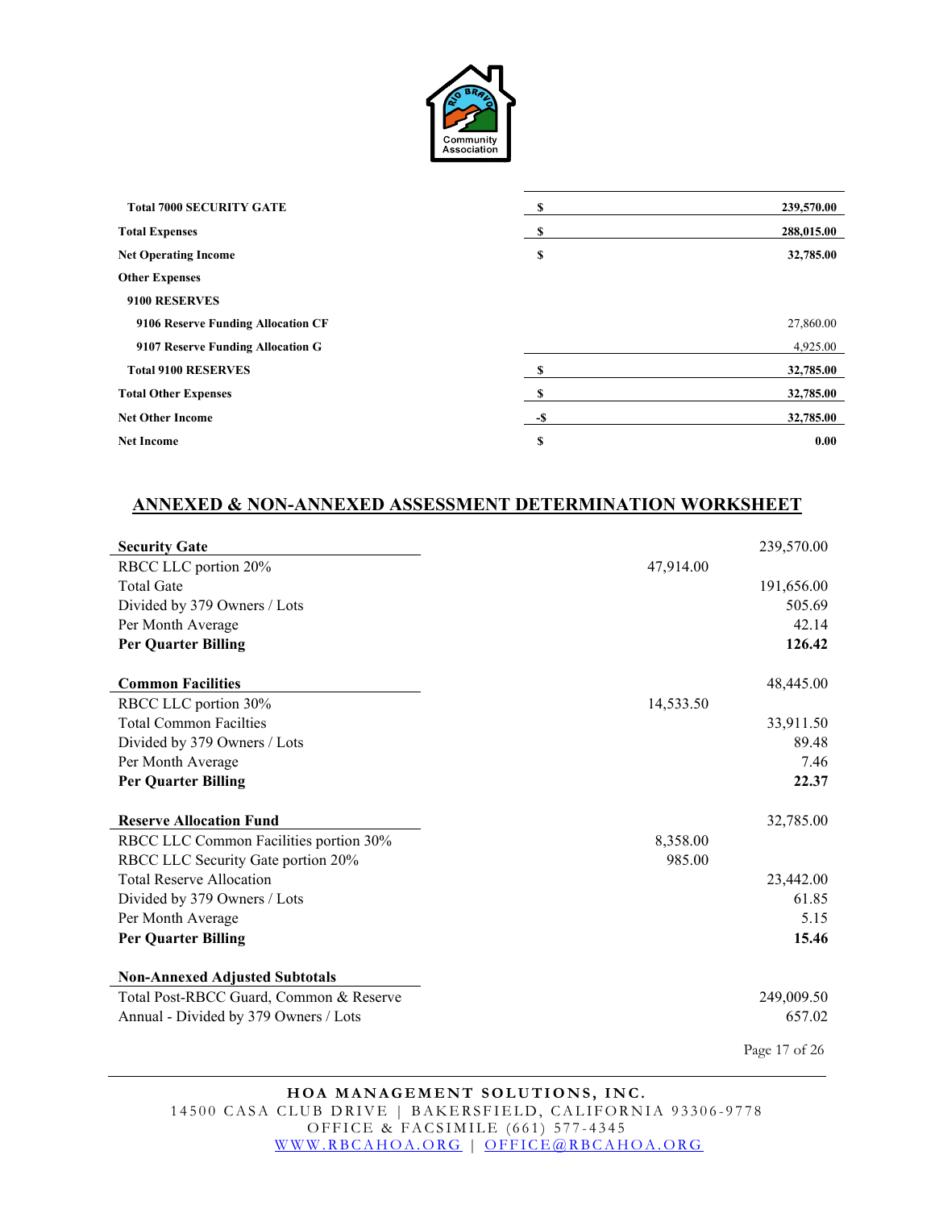| | | |
|---|---|---|
| **Total 7000 SECURITY GATE** | **$** | **239,570.00** |
| **Total Expenses** | **$** | **288,015.00** |
| **Net Operating Income** | **$** | **32,785.00** |
| **Other Expenses** | | |
| **9100 RESERVES** | | |
| **9106 Reserve Funding Allocation CF** | | 27,860.00 |
| **9107 Reserve Funding Allocation G** | | 4,925.00 |
| **Total 9100 RESERVES** | **$** | **32,785.00** |
| **Total Other Expenses** | **$** | **32,785.00** |
| **Net Other Income** | **-$** | **32,785.00** |
| **Net Income** | **$** | **0.00** |

## ANNEXED & NON-ANNEXED ASSESSMENT DETERMINATION WORKSHEET

| | | |
|---|---|---|
| **Security Gate** | | 239,570.00 |
| RBCC LLC portion 20% | 47,914.00 | |
| Total Gate | | 191,656.00 |
| Divided by 379 Owners / Lots | | 505.69 |
| Per Month Average | | 42.14 |
| **Per Quarter Billing** | | **126.42** |
| | | |
| **Common Facilities** | | 48,445.00 |
| RBCC LLC portion 30% | 14,533.50 | |
| Total Common Facilties | | 33,911.50 |
| Divided by 379 Owners / Lots | | 89.48 |
| Per Month Average | | 7.46 |
| **Per Quarter Billing** | | **22.37** |
| | | |
| **Reserve Allocation Fund** | | 32,785.00 |
| RBCC LLC Common Facilities portion 30% | 8,358.00 | |
| RBCC LLC Security Gate portion 20% | 985.00 | |
| Total Reserve Allocation | | 23,442.00 |
| Divided by 379 Owners / Lots | | 61.85 |
| Per Month Average | | 5.15 |
| **Per Quarter Billing** | | **15.46** |
| | | |
| **Non-Annexed Adjusted Subtotals** | | |
| Total Post-RBCC Guard, Common & Reserve | | 249,009.50 |
| Annual - Divided by 379 Owners / Lots | | 657.02 |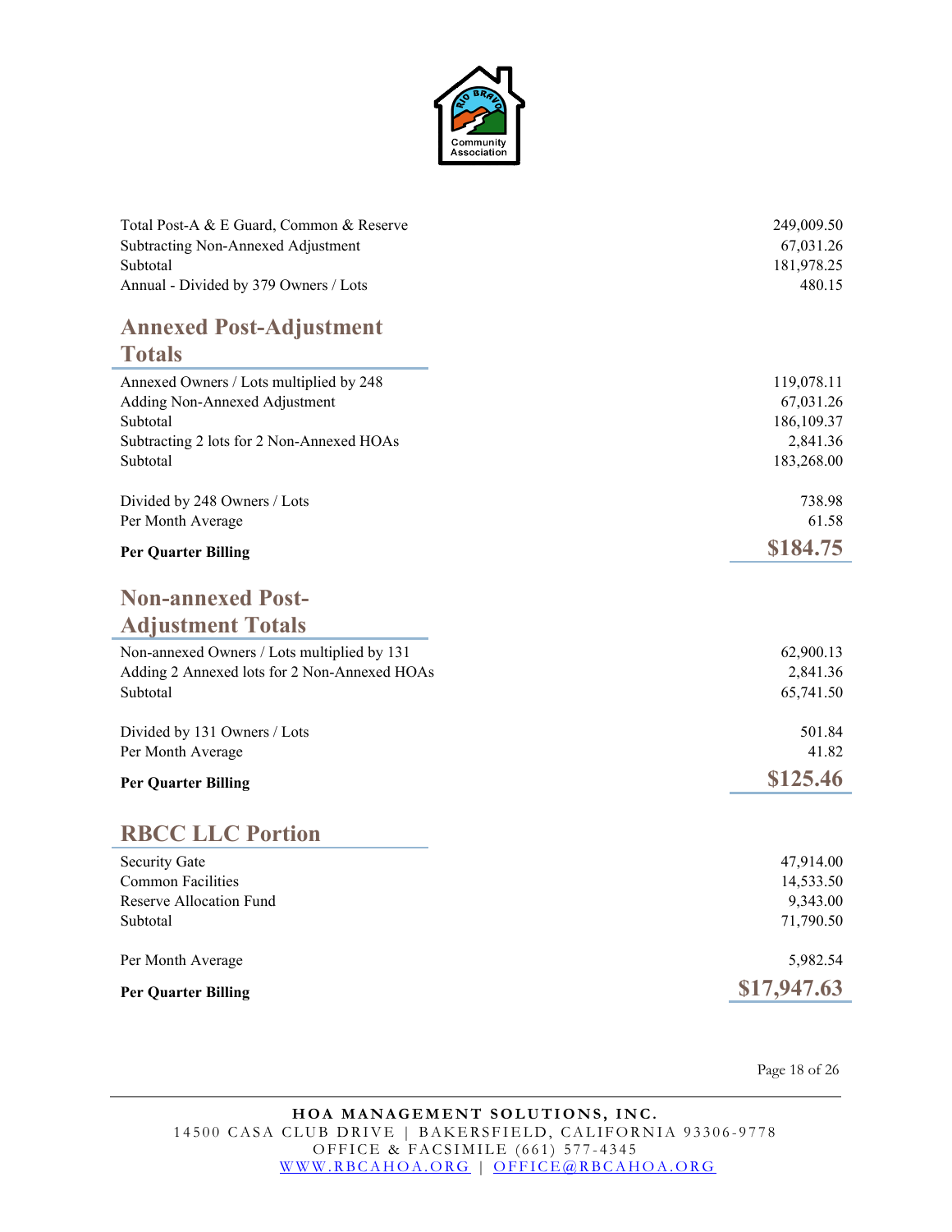| | |
|---|---|
| Total Post-A & E Guard, Common & Reserve | 249,009.50 |
| Subtracting Non-Annexed Adjustment | 67,031.26 |
| Subtotal | 181,978.25 |
| Annual - Divided by 379 Owners / Lots | 480.15 |

## Annexed Post-Adjustment Totals

| | |
|---|---|
| Annexed Owners / Lots multiplied by 248 | 119,078.11 |
| Adding Non-Annexed Adjustment | 67,031.26 |
| Subtotal | 186,109.37 |
| Subtracting 2 lots for 2 Non-Annexed HOAs | 2,841.36 |
| Subtotal | 183,268.00 |
| | |
| Divided by 248 Owners / Lots | 738.98 |
| Per Month Average | 61.58 |
| **Per Quarter Billing** | **$184.75** |

## Non-annexed Post-Adjustment Totals

| | |
|---|---|
| Non-annexed Owners / Lots multiplied by 131 | 62,900.13 |
| Adding 2 Annexed lots for 2 Non-Annexed HOAs | 2,841.36 |
| Subtotal | 65,741.50 |
| | |
| Divided by 131 Owners / Lots | 501.84 |
| Per Month Average | 41.82 |
| **Per Quarter Billing** | **$125.46** |

## RBCC LLC Portion

| | |
|---|---|
| Security Gate | 47,914.00 |
| Common Facilities | 14,533.50 |
| Reserve Allocation Fund | 9,343.00 |
| Subtotal | 71,790.50 |
| | |
| Per Month Average | 5,982.54 |
| **Per Quarter Billing** | **$17,947.63** |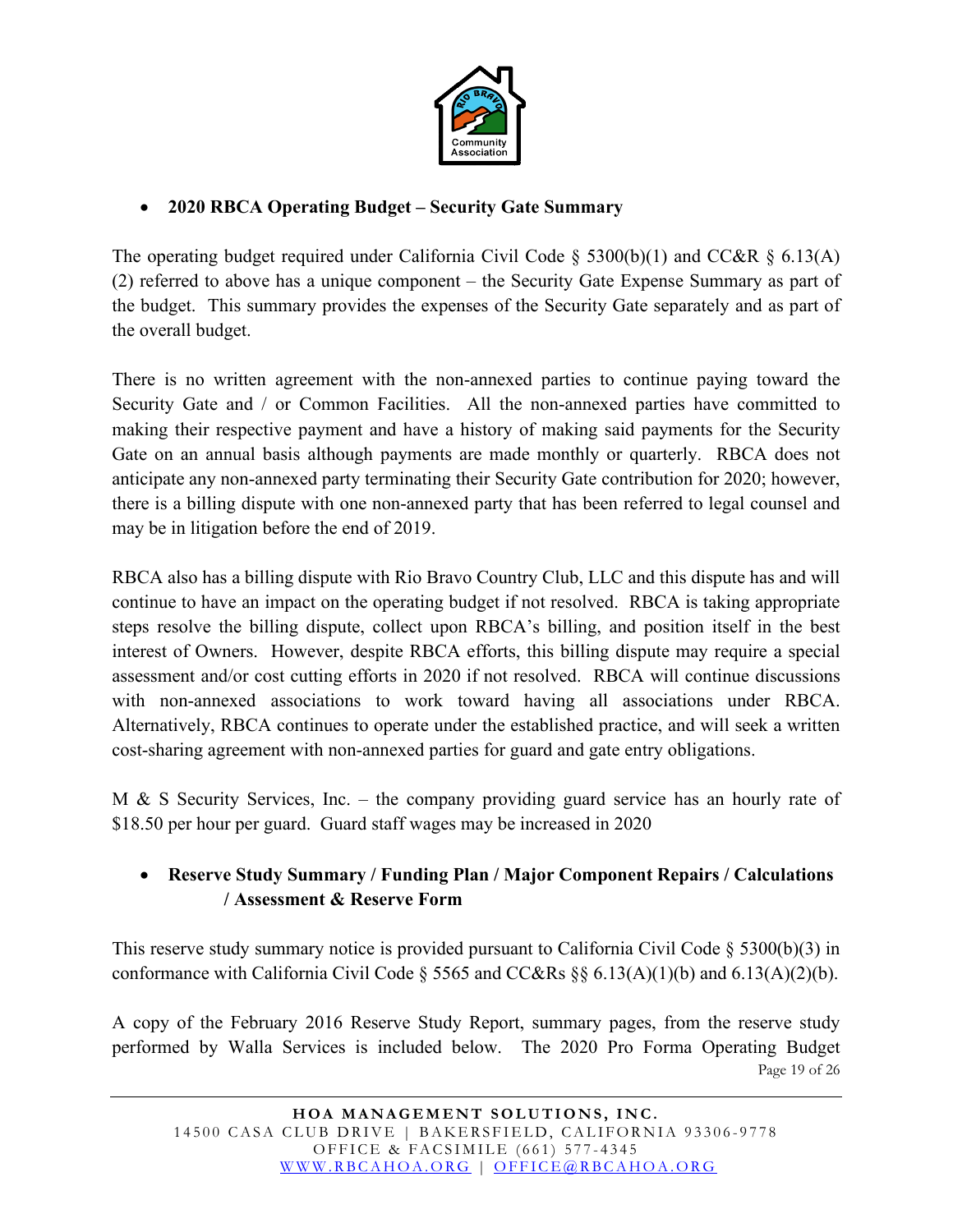- **2020 RBCA Operating Budget – Security Gate Summary**

The operating budget required under California Civil Code § 5300(b)(1) and CC&R § 6.13(A)(2) referred to above has a unique component – the Security Gate Expense Summary as part of the budget. This summary provides the expenses of the Security Gate separately and as part of the overall budget.

There is no written agreement with the non-annexed parties to continue paying toward the Security Gate and / or Common Facilities. All the non-annexed parties have committed to making their respective payment and have a history of making said payments for the Security Gate on an annual basis although payments are made monthly or quarterly. RBCA does not anticipate any non-annexed party terminating their Security Gate contribution for 2020; however, there is a billing dispute with one non-annexed party that has been referred to legal counsel and may be in litigation before the end of 2019.

RBCA also has a billing dispute with Rio Bravo Country Club, LLC and this dispute has and will continue to have an impact on the operating budget if not resolved. RBCA is taking appropriate steps resolve the billing dispute, collect upon RBCA's billing, and position itself in the best interest of Owners. However, despite RBCA efforts, this billing dispute may require a special assessment and/or cost cutting efforts in 2020 if not resolved. RBCA will continue discussions with non-annexed associations to work toward having all associations under RBCA. Alternatively, RBCA continues to operate under the established practice, and will seek a written cost-sharing agreement with non-annexed parties for guard and gate entry obligations.

M & S Security Services, Inc. – the company providing guard service has an hourly rate of $18.50 per hour per guard. Guard staff wages may be increased in 2020

- **Reserve Study Summary / Funding Plan / Major Component Repairs / Calculations / Assessment & Reserve Form**

This reserve study summary notice is provided pursuant to California Civil Code § 5300(b)(3) in conformance with California Civil Code § 5565 and CC&Rs §§ 6.13(A)(1)(b) and 6.13(A)(2)(b).

A copy of the February 2016 Reserve Study Report, summary pages, from the reserve study performed by Walla Services is included below. The 2020 Pro Forma Operating Budget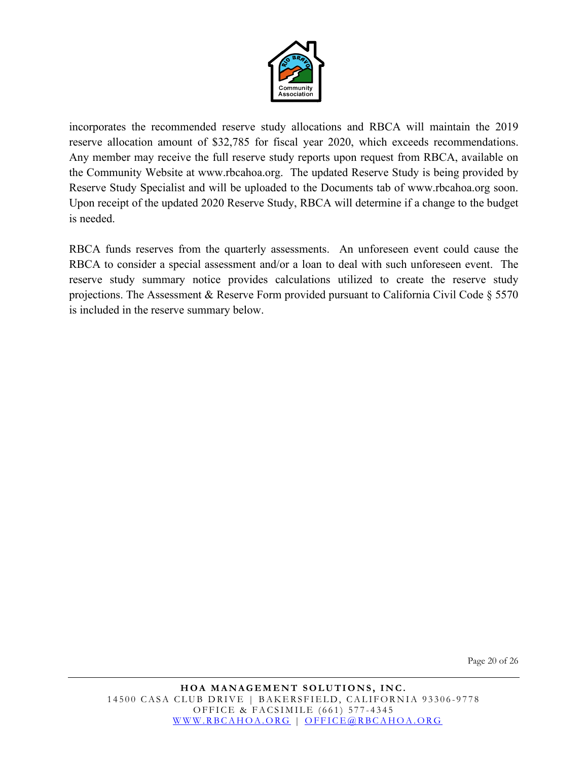incorporates the recommended reserve study allocations and RBCA will maintain the 2019 reserve allocation amount of $32,785 for fiscal year 2020, which exceeds recommendations. Any member may receive the full reserve study reports upon request from RBCA, available on the Community Website at www.rbcahoa.org. The updated Reserve Study is being provided by Reserve Study Specialist and will be uploaded to the Documents tab of www.rbcahoa.org soon. Upon receipt of the updated 2020 Reserve Study, RBCA will determine if a change to the budget is needed.

RBCA funds reserves from the quarterly assessments. An unforeseen event could cause the RBCA to consider a special assessment and/or a loan to deal with such unforeseen event. The reserve study summary notice provides calculations utilized to create the reserve study projections. The Assessment & Reserve Form provided pursuant to California Civil Code § 5570 is included in the reserve summary below.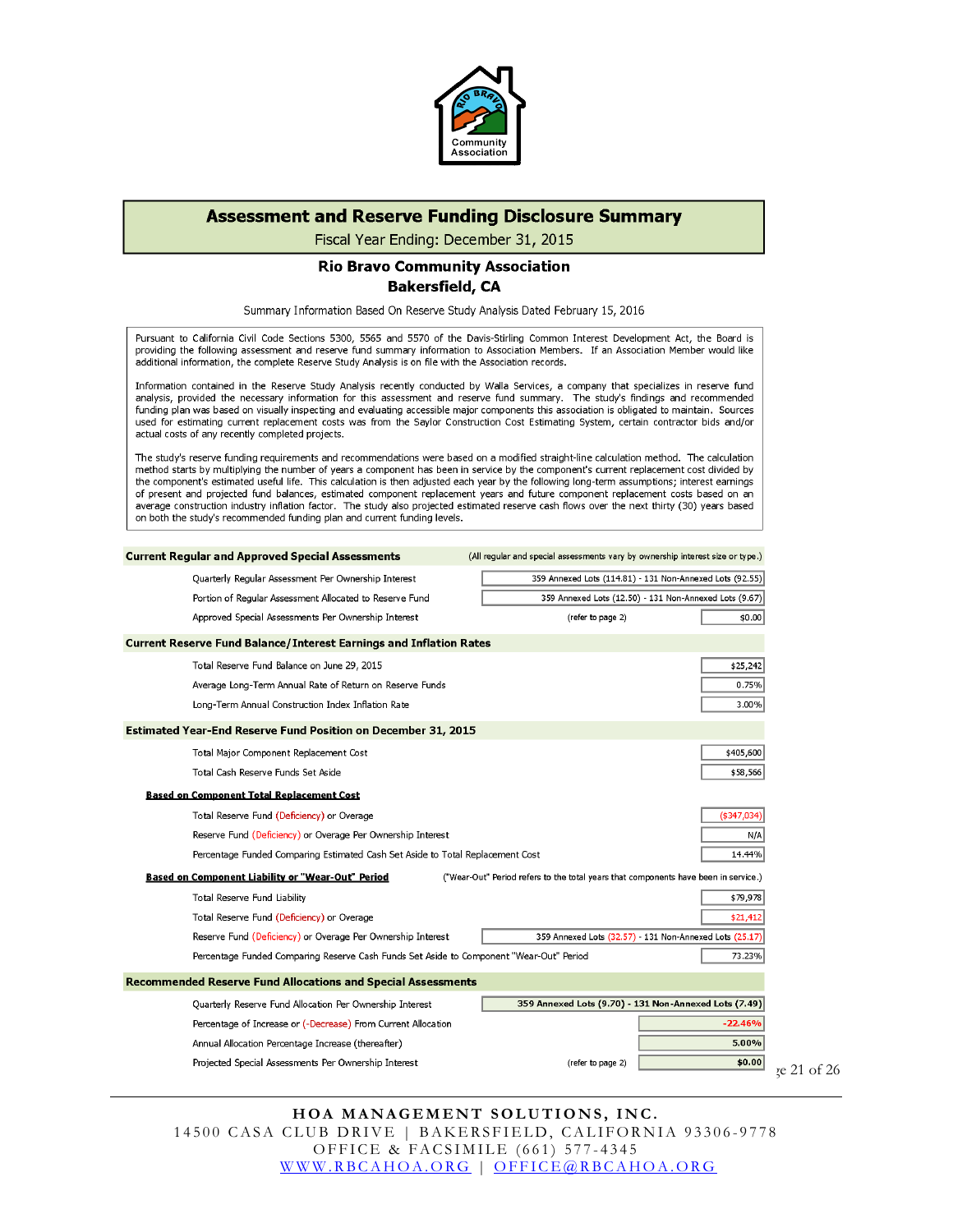# Assessment and Reserve Funding Disclosure Summary

Fiscal Year Ending: December 31, 2015

## Rio Bravo Community Association
## Bakersfield, CA

Summary Information Based On Reserve Study Analysis Dated February 15, 2016

Pursuant to California Civil Code Sections 5300, 5565 and 5570 of the Davis-Stirling Common Interest Development Act, the Board is providing the following assessment and reserve fund summary information to Association Members. If an Association Member would like additional information, the complete Reserve Study Analysis is on file with the Association records.

Information contained in the Reserve Study Analysis recently conducted by Walla Services, a company that specializes in reserve fund analysis, provided the necessary information for this assessment and reserve fund summary. The study's findings and recommended funding plan was based on visually inspecting and evaluating accessible major components this association is obligated to maintain. Sources used for estimating current replacement costs was from the Saylor Construction Cost Estimating System, certain contractor bids and/or actual costs of any recently completed projects.

The study's reserve funding requirements and recommendations were based on a modified straight-line calculation method. The calculation method starts by multiplying the number of years a component has been in service by the component's current replacement cost divided by the component's estimated useful life. This calculation is then adjusted each year by the following long-term assumptions; interest earnings of present and projected fund balances, estimated component replacement years and future component replacement costs based on an average construction industry inflation factor. The study also projected estimated reserve cash flows over the next thirty (30) years based on both the study's recommended funding plan and current funding levels.

### Current Regular and Approved Special Assessments

(All regular and special assessments vary by ownership interest size or type.)

| | |
|---|---|
| Quarterly Regular Assessment Per Ownership Interest | 359 Annexed Lots (114.81) - 131 Non-Annexed Lots (92.55) |
| Portion of Regular Assessment Allocated to Reserve Fund | 359 Annexed Lots (12.50) - 131 Non-Annexed Lots (9.67) |
| Approved Special Assessments Per Ownership Interest (refer to page 2) | $0.00 |

### Current Reserve Fund Balance/Interest Earnings and Inflation Rates

| | |
|---|---|
| Total Reserve Fund Balance on June 29, 2015 | $25,242 |
| Average Long-Term Annual Rate of Return on Reserve Funds | 0.75% |
| Long-Term Annual Construction Index Inflation Rate | 3.00% |

### Estimated Year-End Reserve Fund Position on December 31, 2015

| | |
|---|---|
| Total Major Component Replacement Cost | $405,600 |
| Total Cash Reserve Funds Set Aside | $58,566 |

**Based on Component Total Replacement Cost**

| | |
|---|---|
| Total Reserve Fund (Deficiency) or Overage | ($347,034) |
| Reserve Fund (Deficiency) or Overage Per Ownership Interest | N/A |
| Percentage Funded Comparing Estimated Cash Set Aside to Total Replacement Cost | 14.44% |

**Based on Component Liability or "Wear-Out" Period**

("Wear-Out" Period refers to the total years that components have been in service.)

| | |
|---|---|
| Total Reserve Fund Liability | $79,978 |
| Total Reserve Fund (Deficiency) or Overage | $21,412 |
| Reserve Fund (Deficiency) or Overage Per Ownership Interest | 359 Annexed Lots (32.57) - 131 Non-Annexed Lots (25.17) |
| Percentage Funded Comparing Reserve Cash Funds Set Aside to Component "Wear-Out" Period | 73.23% |

### Recommended Reserve Fund Allocations and Special Assessments

| | |
|---|---|
| Quarterly Reserve Fund Allocation Per Ownership Interest | **359 Annexed Lots (9.70) - 131 Non-Annexed Lots (7.49)** |
| Percentage of Increase or (-Decrease) From Current Allocation | **-22.46%** |
| Annual Allocation Percentage Increase (thereafter) | **5.00%** |
| Projected Special Assessments Per Ownership Interest (refer to page 2) | **$0.00** |

**HOA MANAGEMENT SOLUTIONS, INC.**
14500 CASA CLUB DRIVE | BAKERSFIELD, CALIFORNIA 93306-9778
OFFICE & FACSIMILE (661) 577-4345
WWW.RBCAHOA.ORG | OFFICE@RBCAHOA.ORG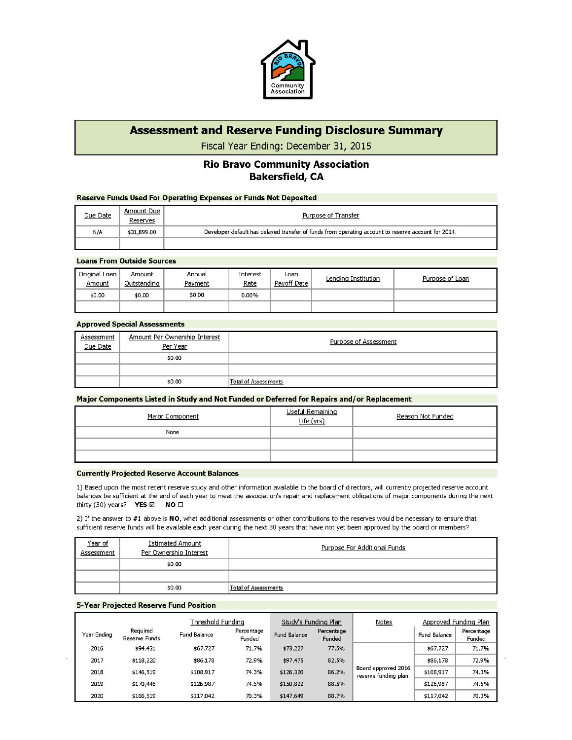# Assessment and Reserve Funding Disclosure Summary

Fiscal Year Ending: December 31, 2015

## Rio Bravo Community Association
## Bakersfield, CA

### Reserve Funds Used For Operating Expenses or Funds Not Deposited

| Due Date | Amount Due Reserves | Purpose of Transfer |
|---|---|---|
| N/A | $31,899.00 | Developer default has delayed transfer of funds from operating account to reserve account for 2014. |
| | | |

### Loans From Outside Sources

| Original Loan Amount | Amount Outstanding | Annual Payment | Interest Rate | Loan Payoff Date | Lending Institution | Purpose of Loan |
|---|---|---|---|---|---|---|
| $0.00 | $0.00 | $0.00 | 0.00% | | | |
| | | | | | | |

### Approved Special Assessments

| Assessment Due Date | Amount Per Ownership Interest Per Year | Purpose of Assessment |
|---|---|---|
| | $0.00 | |
| | | |
| | $0.00 | Total of Assessments |

### Major Components Listed in Study and Not Funded or Deferred for Repairs and/or Replacement

| Major Component | Useful Remaining Life (yrs) | Reason Not Funded |
|---|---|---|
| None | | |
| | | |
| | | |

### Currently Projected Reserve Account Balances

1) Based upon the most recent reserve study and other information available to the board of directors, will currently projected reserve account balances be sufficient at the end of each year to meet the association's repair and replacement obligations of major components during the next thirty (30) years? **YES** ☑ **NO** ☐

2) If the answer to #1 above is **NO**, what additional assessments or other contributions to the reserves would be necessary to ensure that sufficient reserve funds will be available each year during the next 30 years that have not yet been approved by the board or members?

| Year of Assessment | Estimated Amount Per Ownership Interest | Purpose For Additional Funds |
|---|---|---|
| | $0.00 | |
| | | |
| | $0.00 | Total of Assessments |

### 5-Year Projected Reserve Fund Position

| | | Threshold Funding | | Study's Funding Plan | | Notes | Approved Funding Plan | |
|---|---|---|---|---|---|---|---|---|
| Year Ending | Required Reserve Funds | Fund Balance | Percentage Funded | Fund Balance | Percentage Funded | | Fund Balance | Percentage Funded |
| 2016 | $94,431 | $67,727 | 71.7% | $73,227 | 77.5% | Board approved 2016 reserve funding plan. | $67,727 | 71.7% |
| 2017 | $118,220 | $86,178 | 72.9% | $97,475 | 82.5% | | $86,178 | 72.9% |
| 2018 | $146,519 | $108,917 | 74.3% | $126,320 | 86.2% | | $108,917 | 74.3% |
| 2019 | $170,445 | $126,987 | 74.5% | $150,822 | 88.5% | | $126,987 | 74.5% |
| 2020 | $166,519 | $117,042 | 70.3% | $147,649 | 88.7% | | $117,042 | 70.3% |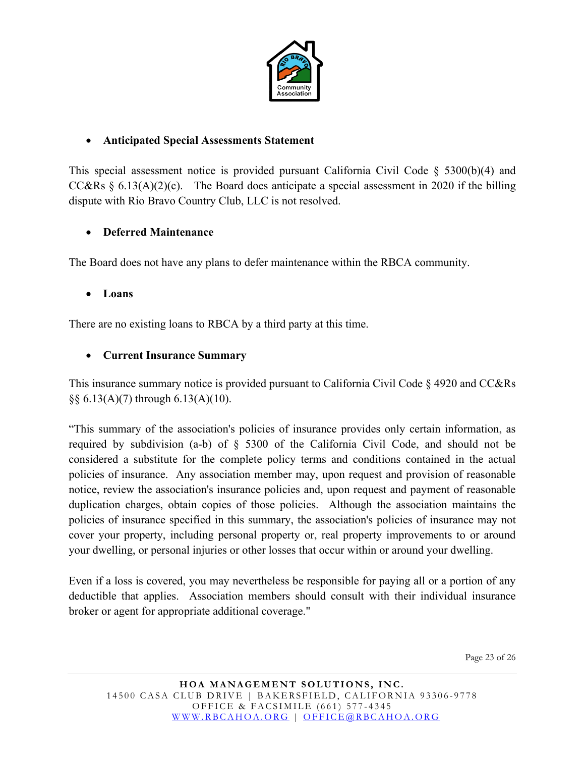- **Anticipated Special Assessments Statement**

This special assessment notice is provided pursuant California Civil Code § 5300(b)(4) and CC&Rs § 6.13(A)(2)(c). The Board does anticipate a special assessment in 2020 if the billing dispute with Rio Bravo Country Club, LLC is not resolved.

- **Deferred Maintenance**

The Board does not have any plans to defer maintenance within the RBCA community.

- **Loans**

There are no existing loans to RBCA by a third party at this time.

- **Current Insurance Summary**

This insurance summary notice is provided pursuant to California Civil Code § 4920 and CC&Rs §§ 6.13(A)(7) through 6.13(A)(10).

"This summary of the association's policies of insurance provides only certain information, as required by subdivision (a-b) of § 5300 of the California Civil Code, and should not be considered a substitute for the complete policy terms and conditions contained in the actual policies of insurance. Any association member may, upon request and provision of reasonable notice, review the association's insurance policies and, upon request and payment of reasonable duplication charges, obtain copies of those policies. Although the association maintains the policies of insurance specified in this summary, the association's policies of insurance may not cover your property, including personal property or, real property improvements to or around your dwelling, or personal injuries or other losses that occur within or around your dwelling.

Even if a loss is covered, you may nevertheless be responsible for paying all or a portion of any deductible that applies. Association members should consult with their individual insurance broker or agent for appropriate additional coverage."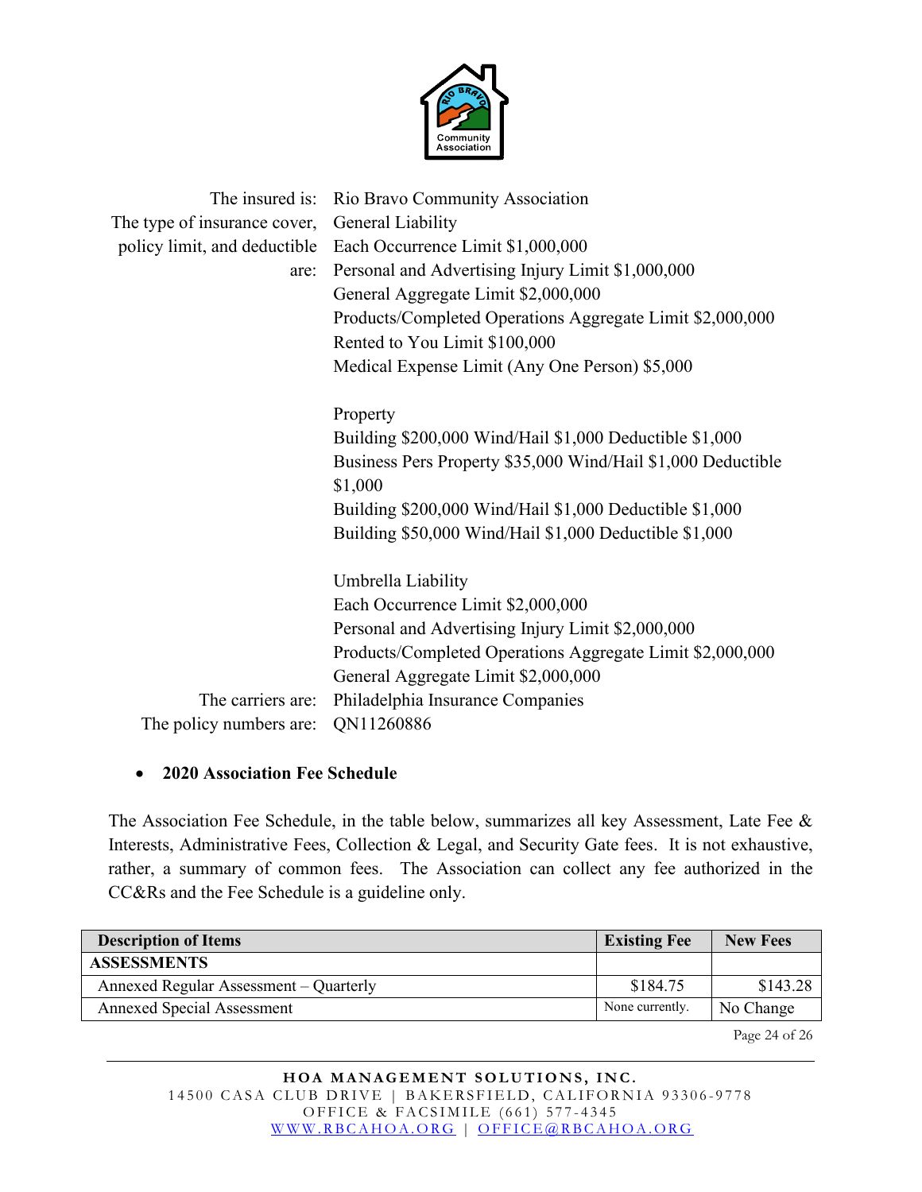| | |
|---|---|
| The insured is: | Rio Bravo Community Association |
| The type of insurance cover, policy limit, and deductible are: | General Liability<br>Each Occurrence Limit $1,000,000<br>Personal and Advertising Injury Limit $1,000,000<br>General Aggregate Limit $2,000,000<br>Products/Completed Operations Aggregate Limit $2,000,000<br>Rented to You Limit $100,000<br>Medical Expense Limit (Any One Person) $5,000<br><br>Property<br>Building $200,000 Wind/Hail $1,000 Deductible $1,000<br>Business Pers Property $35,000 Wind/Hail $1,000 Deductible $1,000<br>Building $200,000 Wind/Hail $1,000 Deductible $1,000<br>Building $50,000 Wind/Hail $1,000 Deductible $1,000<br><br>Umbrella Liability<br>Each Occurrence Limit $2,000,000<br>Personal and Advertising Injury Limit $2,000,000<br>Products/Completed Operations Aggregate Limit $2,000,000<br>General Aggregate Limit $2,000,000 |
| The carriers are: | Philadelphia Insurance Companies |
| The policy numbers are: | QN11260886 |

- **2020 Association Fee Schedule**

The Association Fee Schedule, in the table below, summarizes all key Assessment, Late Fee & Interests, Administrative Fees, Collection & Legal, and Security Gate fees. It is not exhaustive, rather, a summary of common fees. The Association can collect any fee authorized in the CC&Rs and the Fee Schedule is a guideline only.

| Description of Items | Existing Fee | New Fees |
|---|---|---|
| **ASSESSMENTS** | | |
| Annexed Regular Assessment – Quarterly | $184.75 | $143.28 |
| Annexed Special Assessment | None currently. | No Change |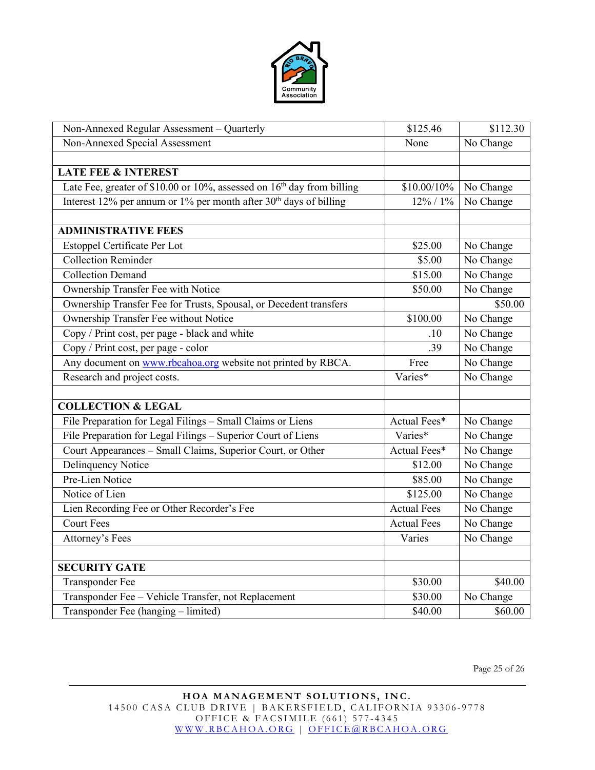| | | |
|---|---|---|
| Non-Annexed Regular Assessment – Quarterly | $125.46 | $112.30 |
| Non-Annexed Special Assessment | None | No Change |
| | | |
| **LATE FEE & INTEREST** | | |
| Late Fee, greater of $10.00 or 10%, assessed on 16th day from billing | $10.00/10% | No Change |
| Interest 12% per annum or 1% per month after 30th days of billing | 12% / 1% | No Change |
| | | |
| **ADMINISTRATIVE FEES** | | |
| Estoppel Certificate Per Lot | $25.00 | No Change |
| Collection Reminder | $5.00 | No Change |
| Collection Demand | $15.00 | No Change |
| Ownership Transfer Fee with Notice | $50.00 | No Change |
| Ownership Transfer Fee for Trusts, Spousal, or Decedent transfers | | $50.00 |
| Ownership Transfer Fee without Notice | $100.00 | No Change |
| Copy / Print cost, per page - black and white | .10 | No Change |
| Copy / Print cost, per page - color | .39 | No Change |
| Any document on www.rbcahoa.org website not printed by RBCA. | Free | No Change |
| Research and project costs. | Varies* | No Change |
| | | |
| **COLLECTION & LEGAL** | | |
| File Preparation for Legal Filings – Small Claims or Liens | Actual Fees* | No Change |
| File Preparation for Legal Filings – Superior Court of Liens | Varies* | No Change |
| Court Appearances – Small Claims, Superior Court, or Other | Actual Fees* | No Change |
| Delinquency Notice | $12.00 | No Change |
| Pre-Lien Notice | $85.00 | No Change |
| Notice of Lien | $125.00 | No Change |
| Lien Recording Fee or Other Recorder's Fee | Actual Fees | No Change |
| Court Fees | Actual Fees | No Change |
| Attorney's Fees | Varies | No Change |
| | | |
| **SECURITY GATE** | | |
| Transponder Fee | $30.00 | $40.00 |
| Transponder Fee – Vehicle Transfer, not Replacement | $30.00 | No Change |
| Transponder Fee (hanging – limited) | $40.00 | $60.00 |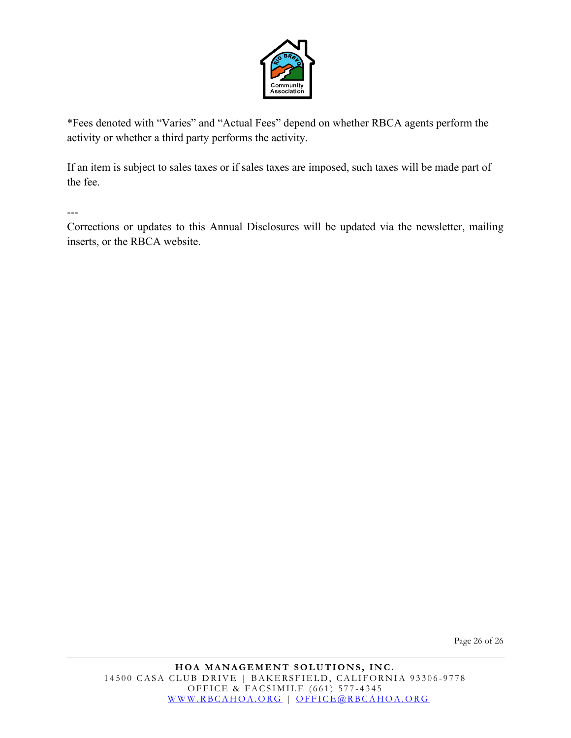*Fees denoted with “Varies” and “Actual Fees” depend on whether RBCA agents perform the activity or whether a third party performs the activity.

If an item is subject to sales taxes or if sales taxes are imposed, such taxes will be made part of the fee.

---

Corrections or updates to this Annual Disclosures will be updated via the newsletter, mailing inserts, or the RBCA website.